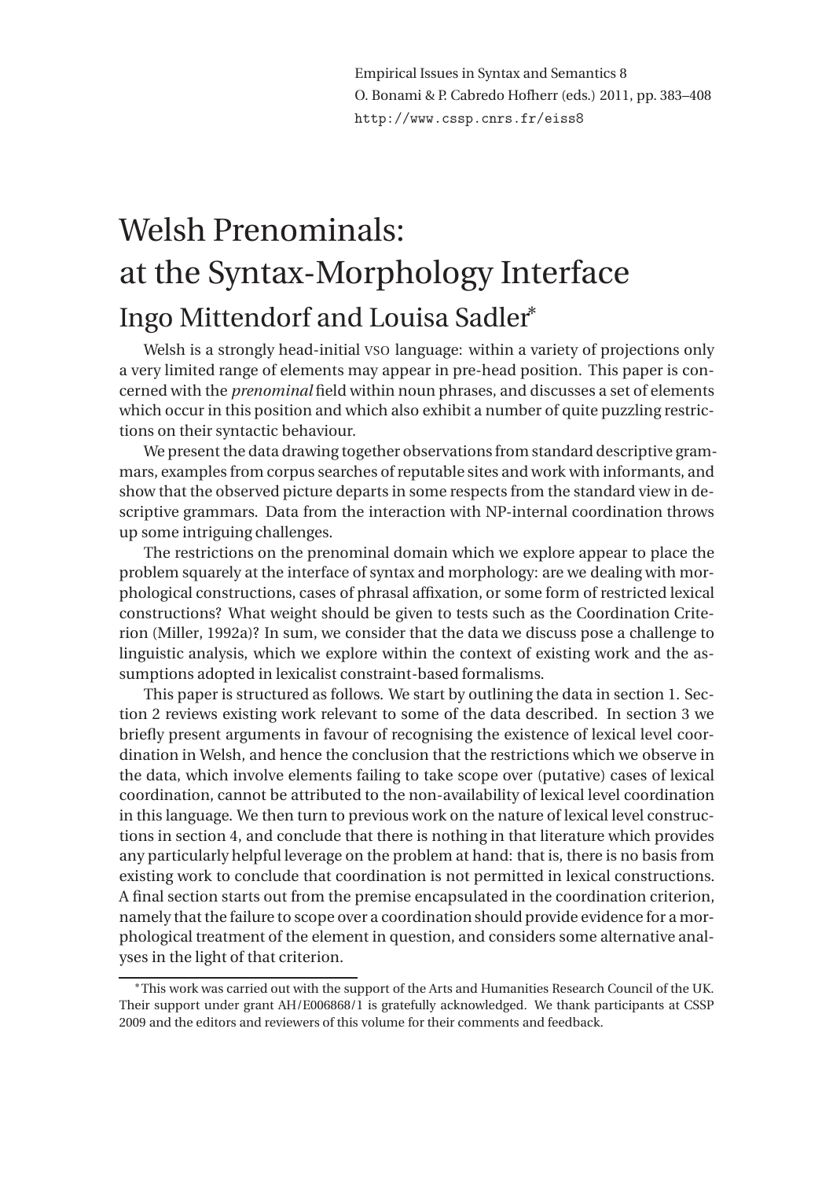Empirical Issues in Syntax and Semantics 8
O. Bonami & P. Cabredo Hofherr (eds.) 2011, pp. 383–408
http://www.cssp.cnrs.fr/eiss8

# Welsh Prenominals: at the Syntax-Morphology Interface

## Ingo Mittendorf and Louisa Sadler*

Welsh is a strongly head-initial VSO language: within a variety of projections only a very limited range of elements may appear in pre-head position. This paper is concerned with the *prenominal* field within noun phrases, and discusses a set of elements which occur in this position and which also exhibit a number of quite puzzling restrictions on their syntactic behaviour.

We present the data drawing together observations from standard descriptive grammars, examples from corpus searches of reputable sites and work with informants, and show that the observed picture departs in some respects from the standard view in descriptive grammars. Data from the interaction with NP-internal coordination throws up some intriguing challenges.

The restrictions on the prenominal domain which we explore appear to place the problem squarely at the interface of syntax and morphology: are we dealing with morphological constructions, cases of phrasal affixation, or some form of restricted lexical constructions? What weight should be given to tests such as the Coordination Criterion (Miller, 1992a)? In sum, we consider that the data we discuss pose a challenge to linguistic analysis, which we explore within the context of existing work and the assumptions adopted in lexicalist constraint-based formalisms.

This paper is structured as follows. We start by outlining the data in section 1. Section 2 reviews existing work relevant to some of the data described. In section 3 we briefly present arguments in favour of recognising the existence of lexical level coordination in Welsh, and hence the conclusion that the restrictions which we observe in the data, which involve elements failing to take scope over (putative) cases of lexical coordination, cannot be attributed to the non-availability of lexical level coordination in this language. We then turn to previous work on the nature of lexical level constructions in section 4, and conclude that there is nothing in that literature which provides any particularly helpful leverage on the problem at hand: that is, there is no basis from existing work to conclude that coordination is not permitted in lexical constructions. A final section starts out from the premise encapsulated in the coordination criterion, namely that the failure to scope over a coordination should provide evidence for a morphological treatment of the element in question, and considers some alternative analyses in the light of that criterion.

*This work was carried out with the support of the Arts and Humanities Research Council of the UK. Their support under grant AH/E006868/1 is gratefully acknowledged. We thank participants at CSSP 2009 and the editors and reviewers of this volume for their comments and feedback.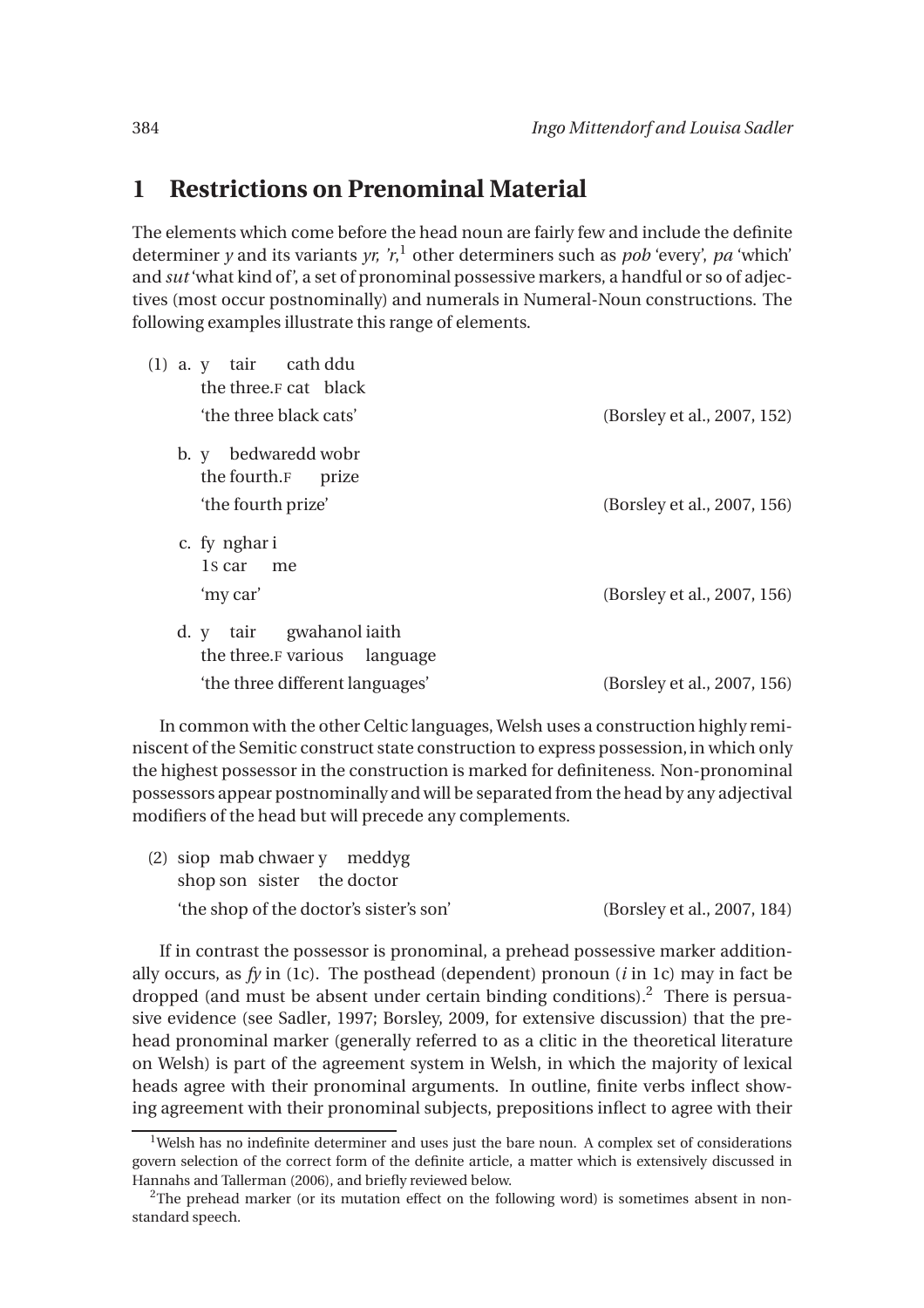## 1 Restrictions on Prenominal Material

The elements which come before the head noun are fairly few and include the definite determiner *y* and its variants *yr, 'r*,[1] other determiners such as *pob* 'every', *pa* 'which' and *sut* 'what kind of', a set of pronominal possessive markers, a handful or so of adjectives (most occur postnominally) and numerals in Numeral-Noun constructions. The following examples illustrate this range of elements.

(1) a. y tair cath ddu
   the three.F cat black
   'the three black cats' (Borsley et al., 2007, 152)

b. y bedwaredd wobr
   the fourth.F prize
   'the fourth prize' (Borsley et al., 2007, 156)

c. fy nghar i
   1S car me
   'my car' (Borsley et al., 2007, 156)

d. y tair gwahanol iaith
   the three.F various language
   'the three different languages' (Borsley et al., 2007, 156)

In common with the other Celtic languages, Welsh uses a construction highly reminiscent of the Semitic construct state construction to express possession, in which only the highest possessor in the construction is marked for definiteness. Non-pronominal possessors appear postnominally and will be separated from the head by any adjectival modifiers of the head but will precede any complements.

(2) siop mab chwaer y meddyg
   shop son sister the doctor
   'the shop of the doctor's sister's son' (Borsley et al., 2007, 184)

If in contrast the possessor is pronominal, a prehead possessive marker additionally occurs, as *fy* in (1c). The posthead (dependent) pronoun (*i* in 1c) may in fact be dropped (and must be absent under certain binding conditions).[2] There is persuasive evidence (see Sadler, 1997; Borsley, 2009, for extensive discussion) that the prehead pronominal marker (generally referred to as a clitic in the theoretical literature on Welsh) is part of the agreement system in Welsh, in which the majority of lexical heads agree with their pronominal arguments. In outline, finite verbs inflect showing agreement with their pronominal subjects, prepositions inflect to agree with their

[1] Welsh has no indefinite determiner and uses just the bare noun. A complex set of considerations govern selection of the correct form of the definite article, a matter which is extensively discussed in Hannahs and Tallerman (2006), and briefly reviewed below.

[2] The prehead marker (or its mutation effect on the following word) is sometimes absent in non-standard speech.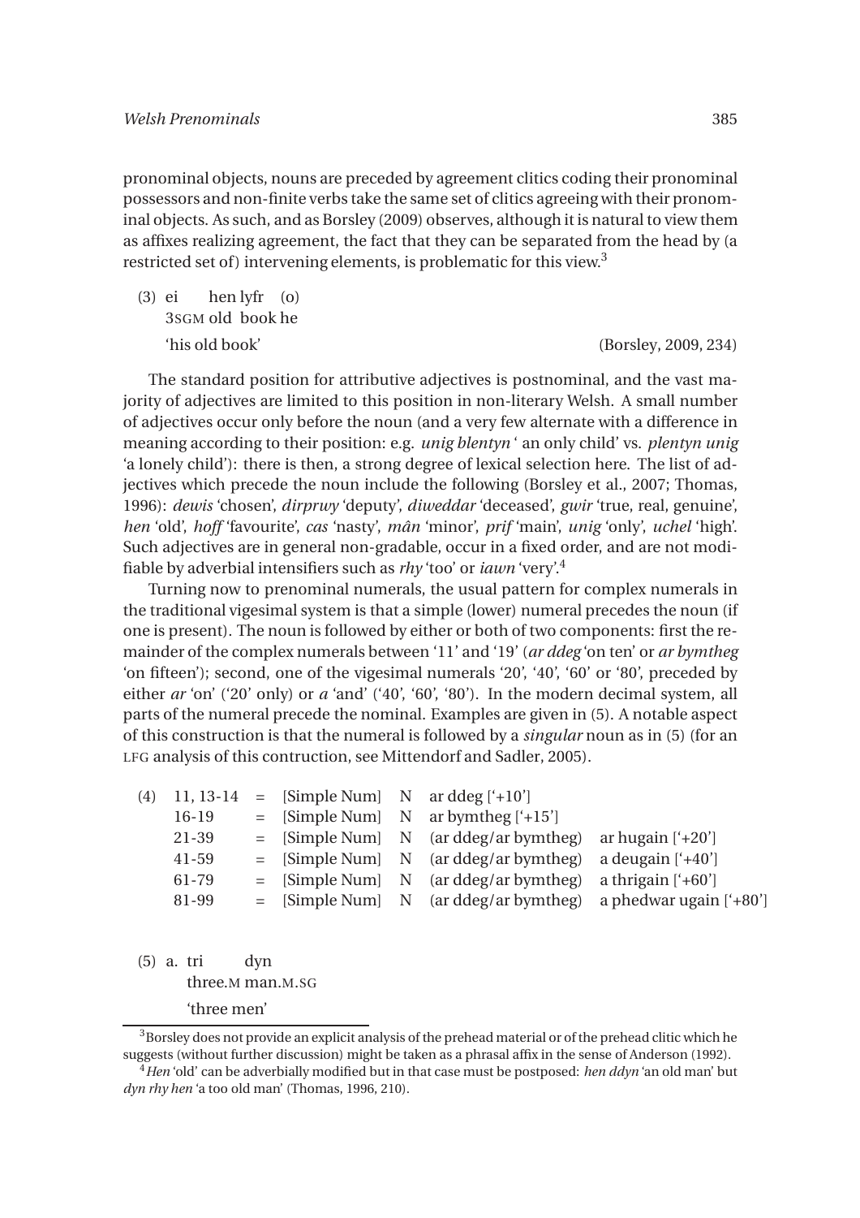pronominal objects, nouns are preceded by agreement clitics coding their pronominal possessors and non-finite verbs take the same set of clitics agreeing with their pronominal objects. As such, and as Borsley (2009) observes, although it is natural to view them as affixes realizing agreement, the fact that they can be separated from the head by (a restricted set of) intervening elements, is problematic for this view.[3]

(3) ei hen lyfr (o)
    3SGM old book he
    'his old book' (Borsley, 2009, 234)

The standard position for attributive adjectives is postnominal, and the vast majority of adjectives are limited to this position in non-literary Welsh. A small number of adjectives occur only before the noun (and a very few alternate with a difference in meaning according to their position: e.g. *unig blentyn* ' an only child' vs. *plentyn unig* 'a lonely child'): there is then, a strong degree of lexical selection here. The list of adjectives which precede the noun include the following (Borsley et al., 2007; Thomas, 1996): *dewis* 'chosen', *dirprwy* 'deputy', *diweddar* 'deceased', *gwir* 'true, real, genuine', *hen* 'old', *hoff* 'favourite', *cas* 'nasty', *mân* 'minor', *prif* 'main', *unig* 'only', *uchel* 'high'. Such adjectives are in general non-gradable, occur in a fixed order, and are not modifiable by adverbial intensifiers such as *rhy* 'too' or *iawn* 'very'.[4]

Turning now to prenominal numerals, the usual pattern for complex numerals in the traditional vigesimal system is that a simple (lower) numeral precedes the noun (if one is present). The noun is followed by either or both of two components: first the remainder of the complex numerals between '11' and '19' (*ar ddeg* 'on ten' or *ar bymtheg* 'on fifteen'); second, one of the vigesimal numerals '20', '40', '60' or '80', preceded by either *ar* 'on' ('20' only) or *a* 'and' ('40', '60', '80'). In the modern decimal system, all parts of the numeral precede the nominal. Examples are given in (5). A notable aspect of this construction is that the numeral is followed by a *singular* noun as in (5) (for an LFG analysis of this contruction, see Mittendorf and Sadler, 2005).

| (4) | | | | | | |
|---|---|---|---|---|---|---|
| | 11, 13-14 | = | [Simple Num] | N | ar ddeg ['+10'] | |
| | 16-19 | = | [Simple Num] | N | ar bymtheg ['+15'] | |
| | 21-39 | = | [Simple Num] | N | (ar ddeg/ar bymtheg) | ar hugain ['+20'] |
| | 41-59 | = | [Simple Num] | N | (ar ddeg/ar bymtheg) | a deugain ['+40'] |
| | 61-79 | = | [Simple Num] | N | (ar ddeg/ar bymtheg) | a thrigain ['+60'] |
| | 81-99 | = | [Simple Num] | N | (ar ddeg/ar bymtheg) | a phedwar ugain ['+80'] |

(5) a. tri dyn
       three.M man.M.SG
       'three men'

[3] Borsley does not provide an explicit analysis of the prehead material or of the prehead clitic which he suggests (without further discussion) might be taken as a phrasal affix in the sense of Anderson (1992).

[4] *Hen* 'old' can be adverbially modified but in that case must be postposed: *hen ddyn* 'an old man' but *dyn rhy hen* 'a too old man' (Thomas, 1996, 210).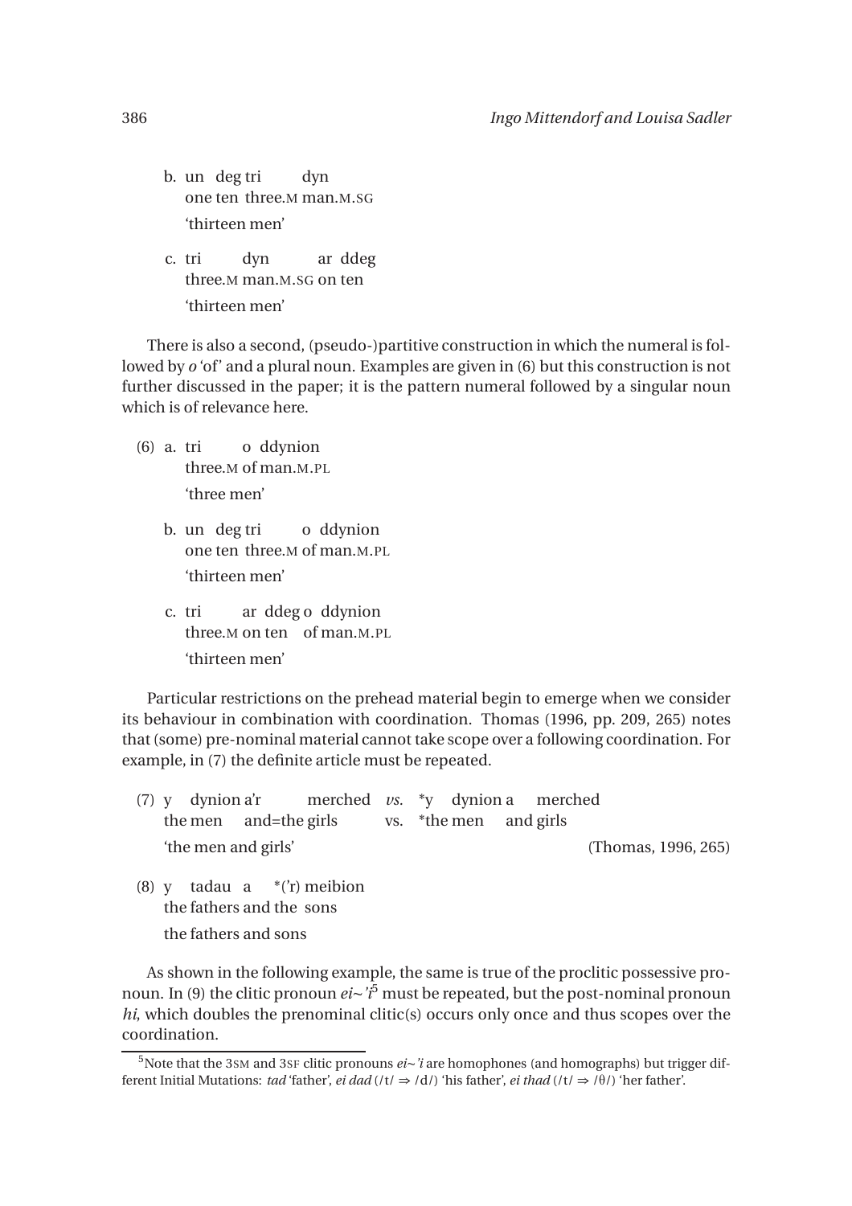b. un deg tri dyn
   one ten three.M man.M.SG
   'thirteen men'

c. tri dyn ar ddeg
   three.M man.M.SG on ten
   'thirteen men'

There is also a second, (pseudo-)partitive construction in which the numeral is followed by *o* 'of' and a plural noun. Examples are given in (6) but this construction is not further discussed in the paper; it is the pattern numeral followed by a singular noun which is of relevance here.

(6) a. tri o ddynion
   three.M of man.M.PL
   'three men'

b. un deg tri o ddynion
   one ten three.M of man.M.PL
   'thirteen men'

c. tri ar ddeg o ddynion
   three.M on ten of man.M.PL
   'thirteen men'

Particular restrictions on the prehead material begin to emerge when we consider its behaviour in combination with coordination. Thomas (1996, pp. 209, 265) notes that (some) pre-nominal material cannot take scope over a following coordination. For example, in (7) the definite article must be repeated.

(7) y dynion a'r merched *vs.* *y dynion a merched
   the men and=the girls vs. *the men and girls
   'the men and girls' (Thomas, 1996, 265)

(8) y tadau a *('r) meibion
   the fathers and the sons
   the fathers and sons

As shown in the following example, the same is true of the proclitic possessive pronoun. In (9) the clitic pronoun *ei*~*'i*[5] must be repeated, but the post-nominal pronoun *hi*, which doubles the prenominal clitic(s) occurs only once and thus scopes over the coordination.

[5]Note that the 3SM and 3SF clitic pronouns *ei*~*'i* are homophones (and homographs) but trigger different Initial Mutations: *tad* 'father', *ei dad* (/t/ ⇒ /d/) 'his father', *ei thad* (/t/ ⇒ /θ/) 'her father'.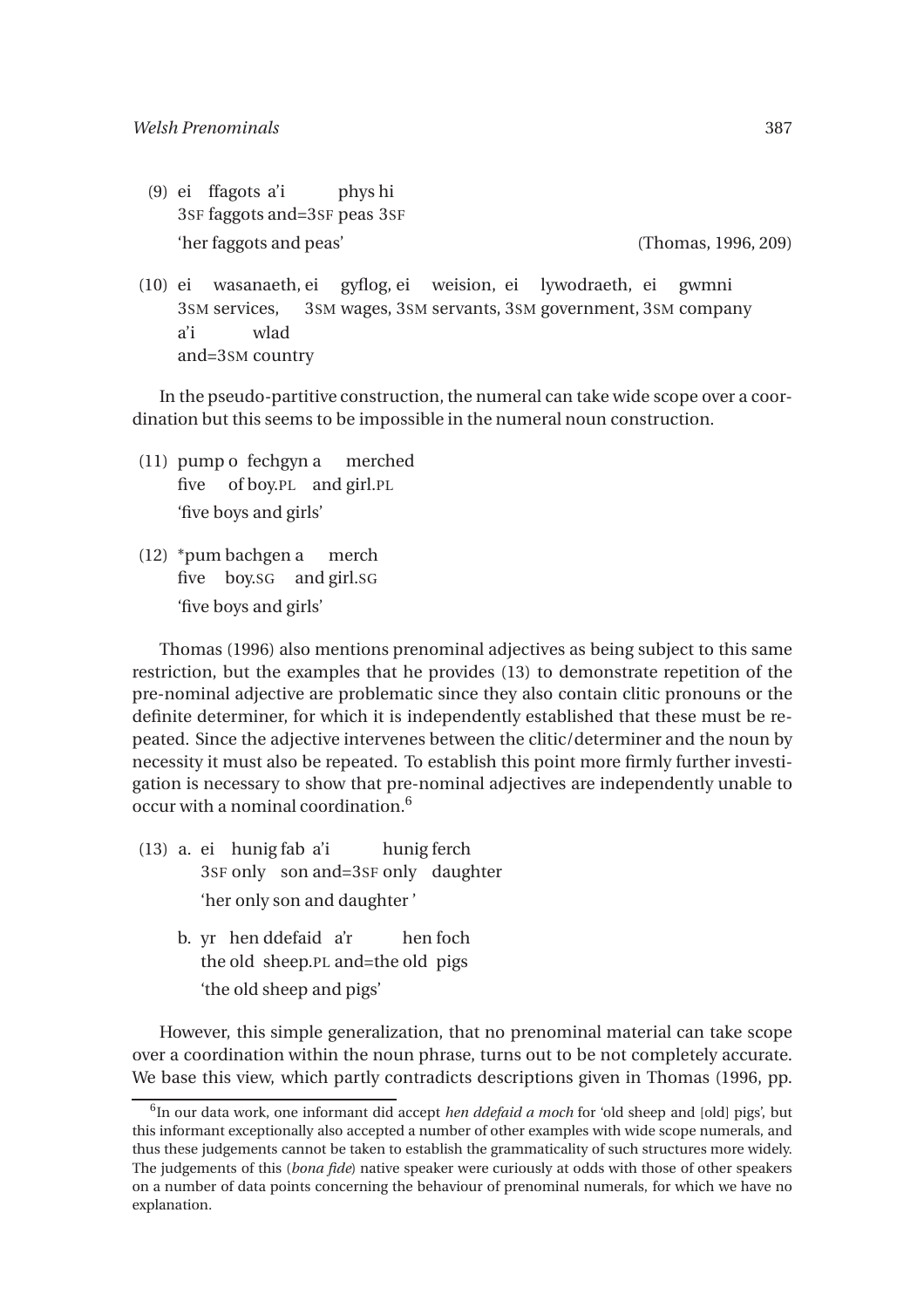(9) ei ffagots a'i phys hi
3SF faggots and=3SF peas 3SF
'her faggots and peas' (Thomas, 1996, 209)

(10) ei wasanaeth, ei gyflog, ei weision, ei lywodraeth, ei gwmni a'i wlad
3SM services, 3SM wages, 3SM servants, 3SM government, 3SM company and=3SM country

In the pseudo-partitive construction, the numeral can take wide scope over a coordination but this seems to be impossible in the numeral noun construction.

(11) pump o fechgyn a merched
five of boy.PL and girl.PL
'five boys and girls'

(12) *pum bachgen a merch
five boy.SG and girl.SG
'five boys and girls'

Thomas (1996) also mentions prenominal adjectives as being subject to this same restriction, but the examples that he provides (13) to demonstrate repetition of the pre-nominal adjective are problematic since they also contain clitic pronouns or the definite determiner, for which it is independently established that these must be repeated. Since the adjective intervenes between the clitic/determiner and the noun by necessity it must also be repeated. To establish this point more firmly further investigation is necessary to show that pre-nominal adjectives are independently unable to occur with a nominal coordination.[6]

(13) a. ei hunig fab a'i hunig ferch
3SF only son and=3SF only daughter
'her only son and daughter '

b. yr hen ddefaid a'r hen foch
the old sheep.PL and=the old pigs
'the old sheep and pigs'

However, this simple generalization, that no prenominal material can take scope over a coordination within the noun phrase, turns out to be not completely accurate. We base this view, which partly contradicts descriptions given in Thomas (1996, pp.

[6] In our data work, one informant did accept *hen ddefaid a moch* for 'old sheep and [old] pigs', but this informant exceptionally also accepted a number of other examples with wide scope numerals, and thus these judgements cannot be taken to establish the grammaticality of such structures more widely. The judgements of this (*bona fide*) native speaker were curiously at odds with those of other speakers on a number of data points concerning the behaviour of prenominal numerals, for which we have no explanation.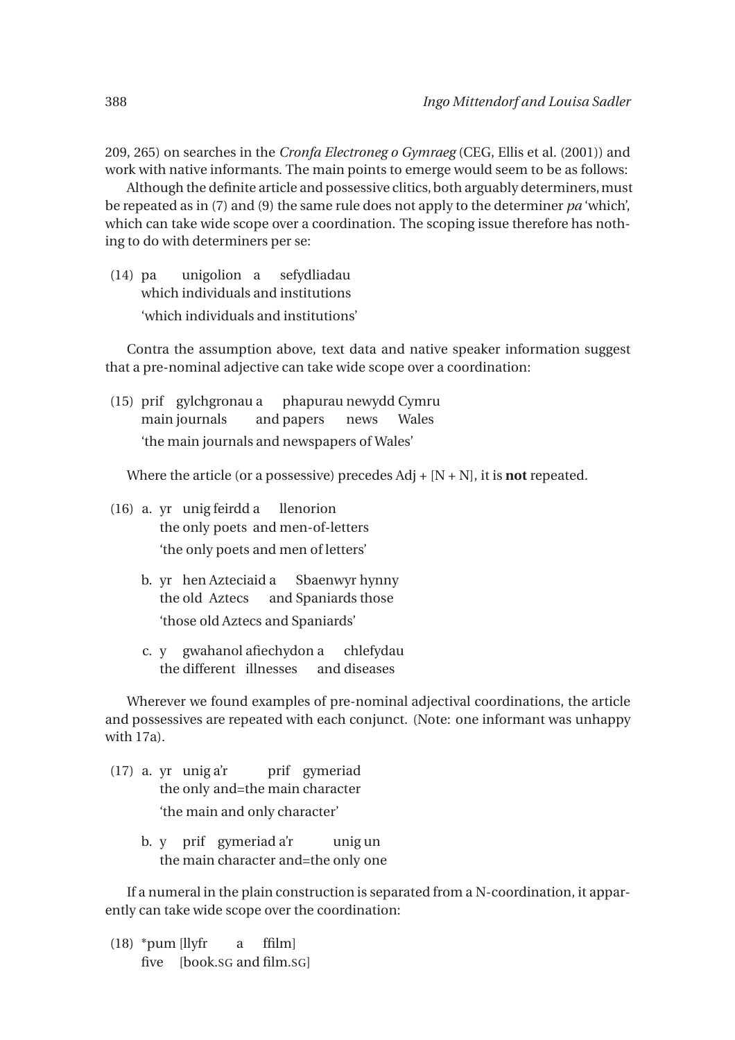209, 265) on searches in the *Cronfa Electroneg o Gymraeg* (CEG, Ellis et al. (2001)) and work with native informants. The main points to emerge would seem to be as follows:

Although the definite article and possessive clitics, both arguably determiners, must be repeated as in (7) and (9) the same rule does not apply to the determiner *pa* 'which', which can take wide scope over a coordination. The scoping issue therefore has nothing to do with determiners per se:

(14) pa unigolion a sefydliadau
which individuals and institutions
'which individuals and institutions'

Contra the assumption above, text data and native speaker information suggest that a pre-nominal adjective can take wide scope over a coordination:

(15) prif gylchgronau a phapurau newydd Cymru
main journals and papers news Wales
'the main journals and newspapers of Wales'

Where the article (or a possessive) precedes Adj + [N + N], it is **not** repeated.

(16) a. yr unig feirdd a llenorion
the only poets and men-of-letters
'the only poets and men of letters'

b. yr hen Azteciaid a Sbaenwyr hynny
the old Aztecs and Spaniards those
'those old Aztecs and Spaniards'

c. y gwahanol afiechydon a chlefydau
the different illnesses and diseases

Wherever we found examples of pre-nominal adjectival coordinations, the article and possessives are repeated with each conjunct. (Note: one informant was unhappy with 17a).

(17) a. yr unig a'r prif gymeriad
the only and=the main character
'the main and only character'

b. y prif gymeriad a'r unig un
the main character and=the only one

If a numeral in the plain construction is separated from a N-coordination, it apparently can take wide scope over the coordination:

(18) *pum [llyfr a ffilm]
five [book.SG and film.SG]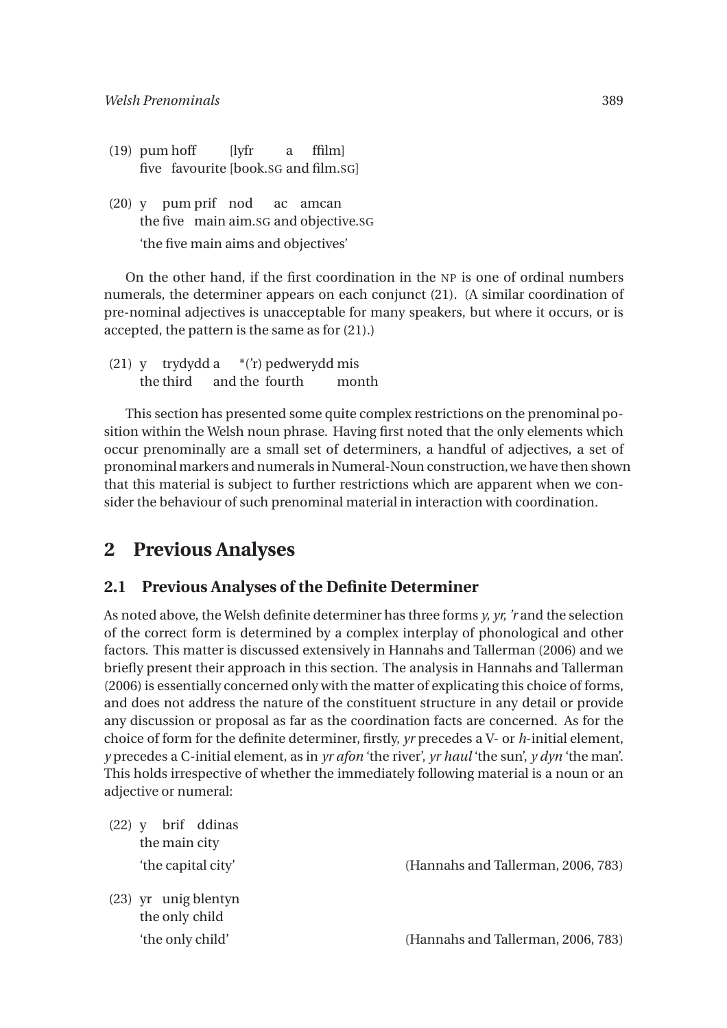(19) pum hoff [lyfr a ffilm]
five favourite [book.SG and film.SG]

(20) y pum prif nod ac amcan
the five main aim.SG and objective.SG
'the five main aims and objectives'

On the other hand, if the first coordination in the NP is one of ordinal numbers numerals, the determiner appears on each conjunct (21). (A similar coordination of pre-nominal adjectives is unacceptable for many speakers, but where it occurs, or is accepted, the pattern is the same as for (21).)

(21) y trydydd a *('r) pedwerydd mis
the third and the fourth month

This section has presented some quite complex restrictions on the prenominal position within the Welsh noun phrase. Having first noted that the only elements which occur prenominally are a small set of determiners, a handful of adjectives, a set of pronominal markers and numerals in Numeral-Noun construction, we have then shown that this material is subject to further restrictions which are apparent when we consider the behaviour of such prenominal material in interaction with coordination.

## 2 Previous Analyses

### 2.1 Previous Analyses of the Definite Determiner

As noted above, the Welsh definite determiner has three forms *y, yr, 'r* and the selection of the correct form is determined by a complex interplay of phonological and other factors. This matter is discussed extensively in Hannahs and Tallerman (2006) and we briefly present their approach in this section. The analysis in Hannahs and Tallerman (2006) is essentially concerned only with the matter of explicating this choice of forms, and does not address the nature of the constituent structure in any detail or provide any discussion or proposal as far as the coordination facts are concerned. As for the choice of form for the definite determiner, firstly, *yr* precedes a V- or *h*-initial element, *y* precedes a C-initial element, as in *yr afon* 'the river', *yr haul* 'the sun', *y dyn* 'the man'. This holds irrespective of whether the immediately following material is a noun or an adjective or numeral:

(22) y brif ddinas
the main city
'the capital city' (Hannahs and Tallerman, 2006, 783)

(23) yr unig blentyn
the only child
'the only child' (Hannahs and Tallerman, 2006, 783)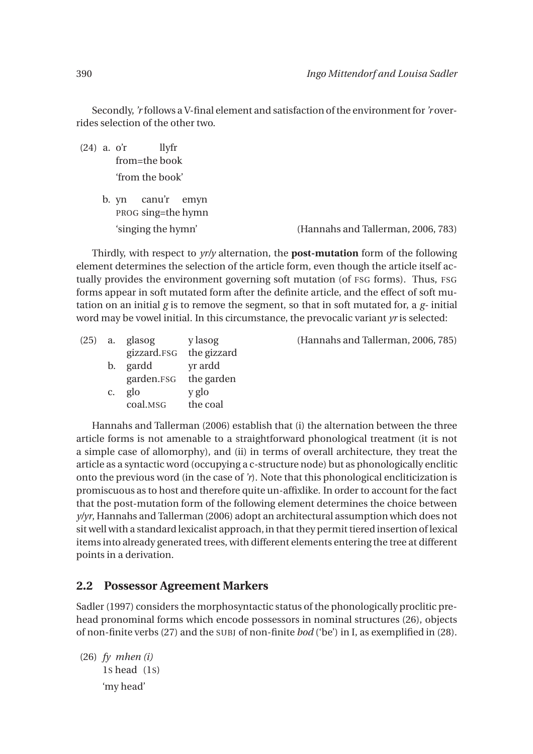Secondly, *'r* follows a V-final element and satisfaction of the environment for *'r* overrides selection of the other two.

(24) a. o'r llyfr
   from=the book
   'from the book'

  b. yn canu'r emyn
   PROG sing=the hymn
   'singing the hymn' (Hannahs and Tallerman, 2006, 783)

Thirdly, with respect to *yr/y* alternation, the **post-mutation** form of the following element determines the selection of the article form, even though the article itself actually provides the environment governing soft mutation (of FSG forms). Thus, FSG forms appear in soft mutated form after the definite article, and the effect of soft mutation on an initial *g* is to remove the segment, so that in soft mutated for, a *g*- initial word may be vowel initial. In this circumstance, the prevocalic variant *yr* is selected:

(25) (Hannahs and Tallerman, 2006, 785)

| | | |
|---|---|---|
| a. | glasog<br>gizzard.FSG | y lasog<br>the gizzard |
| b. | gardd<br>garden.FSG | yr ardd<br>the garden |
| c. | glo<br>coal.MSG | y glo<br>the coal |

Hannahs and Tallerman (2006) establish that (i) the alternation between the three article forms is not amenable to a straightforward phonological treatment (it is not a simple case of allomorphy), and (ii) in terms of overall architecture, they treat the article as a syntactic word (occupying a c-structure node) but as phonologically enclitic onto the previous word (in the case of *'r*). Note that this phonological encliticization is promiscuous as to host and therefore quite un-affixlike. In order to account for the fact that the post-mutation form of the following element determines the choice between *y/yr*, Hannahs and Tallerman (2006) adopt an architectural assumption which does not sit well with a standard lexicalist approach, in that they permit tiered insertion of lexical items into already generated trees, with different elements entering the tree at different points in a derivation.

## 2.2 Possessor Agreement Markers

Sadler (1997) considers the morphosyntactic status of the phonologically proclitic prehead pronominal forms which encode possessors in nominal structures (26), objects of non-finite verbs (27) and the SUBJ of non-finite *bod* ('be') in I, as exemplified in (28).

(26) *fy mhen (i)*
   1S head (1S)
   'my head'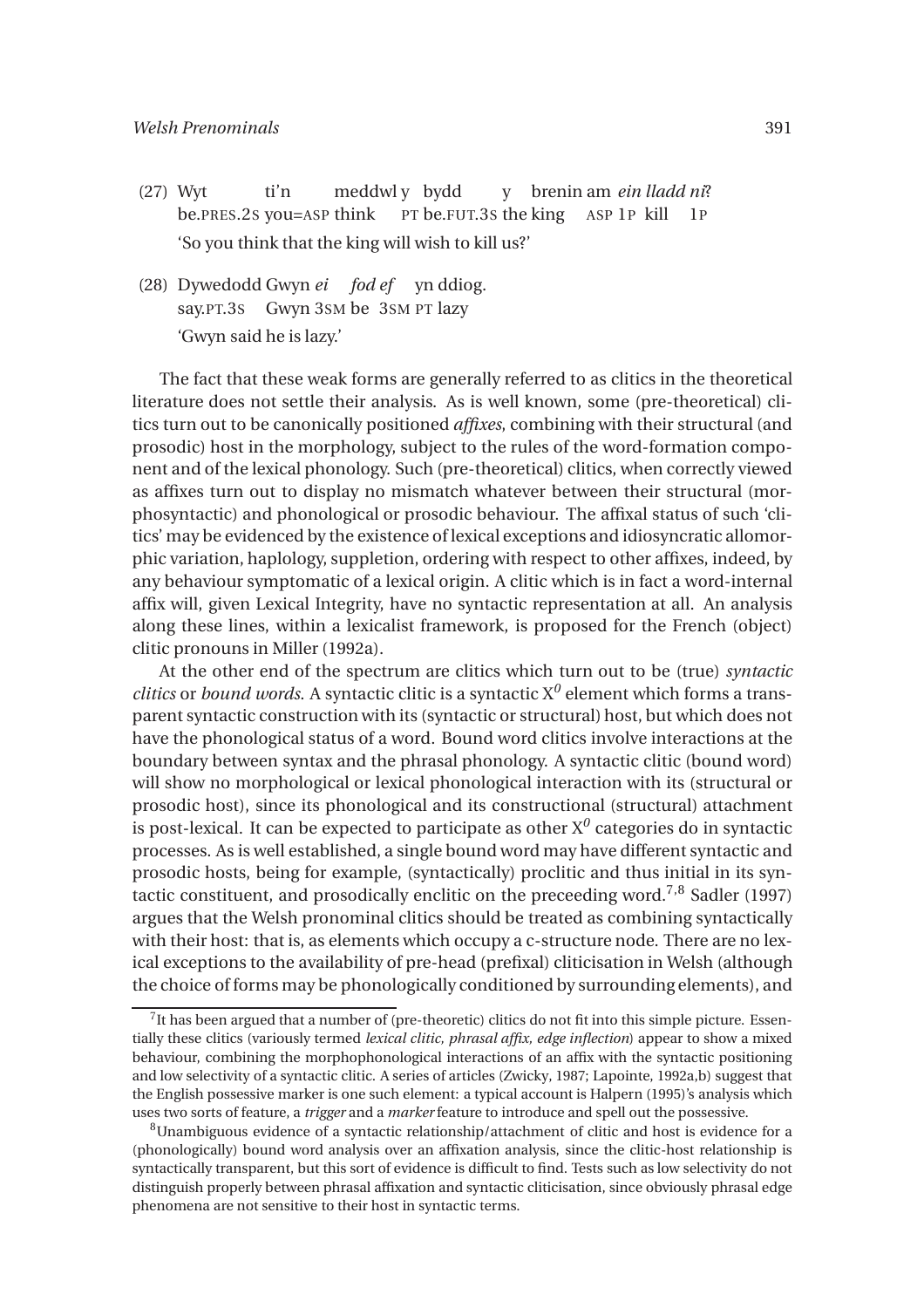(27) Wyt ti'n meddwl y bydd y brenin am *ein lladd ni*?
be.PRES.2S you=ASP think PT be.FUT.3S the king ASP 1P kill 1P
'So you think that the king will wish to kill us?'

(28) Dywedodd Gwyn *ei fod ef* yn ddiog.
say.PT.3S Gwyn 3SM be 3SM PT lazy
'Gwyn said he is lazy.'

The fact that these weak forms are generally referred to as clitics in the theoretical literature does not settle their analysis. As is well known, some (pre-theoretical) clitics turn out to be canonically positioned *affixes*, combining with their structural (and prosodic) host in the morphology, subject to the rules of the word-formation component and of the lexical phonology. Such (pre-theoretical) clitics, when correctly viewed as affixes turn out to display no mismatch whatever between their structural (morphosyntactic) and phonological or prosodic behaviour. The affixal status of such 'clitics' may be evidenced by the existence of lexical exceptions and idiosyncratic allomorphic variation, haplology, suppletion, ordering with respect to other affixes, indeed, by any behaviour symptomatic of a lexical origin. A clitic which is in fact a word-internal affix will, given Lexical Integrity, have no syntactic representation at all. An analysis along these lines, within a lexicalist framework, is proposed for the French (object) clitic pronouns in Miller (1992a).

At the other end of the spectrum are clitics which turn out to be (true) *syntactic clitics* or *bound words*. A syntactic clitic is a syntactic $X^0$ element which forms a transparent syntactic construction with its (syntactic or structural) host, but which does not have the phonological status of a word. Bound word clitics involve interactions at the boundary between syntax and the phrasal phonology. A syntactic clitic (bound word) will show no morphological or lexical phonological interaction with its (structural or prosodic host), since its phonological and its constructional (structural) attachment is post-lexical. It can be expected to participate as other $X^0$ categories do in syntactic processes. As is well established, a single bound word may have different syntactic and prosodic hosts, being for example, (syntactically) proclitic and thus initial in its syntactic constituent, and prosodically enclitic on the preceeding word.[7,8] Sadler (1997) argues that the Welsh pronominal clitics should be treated as combining syntactically with their host: that is, as elements which occupy a c-structure node. There are no lexical exceptions to the availability of pre-head (prefixal) cliticisation in Welsh (although the choice of forms may be phonologically conditioned by surrounding elements), and

[7] It has been argued that a number of (pre-theoretic) clitics do not fit into this simple picture. Essentially these clitics (variously termed *lexical clitic, phrasal affix, edge inflection*) appear to show a mixed behaviour, combining the morphophonological interactions of an affix with the syntactic positioning and low selectivity of a syntactic clitic. A series of articles (Zwicky, 1987; Lapointe, 1992a,b) suggest that the English possessive marker is one such element: a typical account is Halpern (1995)'s analysis which uses two sorts of feature, a *trigger* and a *marker* feature to introduce and spell out the possessive.

[8] Unambiguous evidence of a syntactic relationship/attachment of clitic and host is evidence for a (phonologically) bound word analysis over an affixation analysis, since the clitic-host relationship is syntactically transparent, but this sort of evidence is difficult to find. Tests such as low selectivity do not distinguish properly between phrasal affixation and syntactic cliticisation, since obviously phrasal edge phenomena are not sensitive to their host in syntactic terms.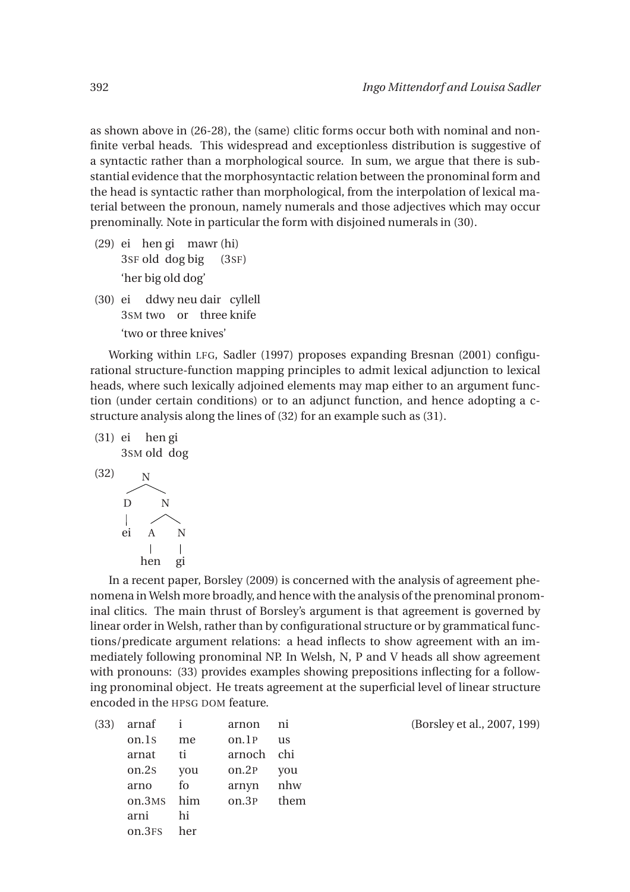as shown above in (26-28), the (same) clitic forms occur both with nominal and non-finite verbal heads. This widespread and exceptionless distribution is suggestive of a syntactic rather than a morphological source. In sum, we argue that there is substantial evidence that the morphosyntactic relation between the pronominal form and the head is syntactic rather than morphological, from the interpolation of lexical material between the pronoun, namely numerals and those adjectives which may occur prenominally. Note in particular the form with disjoined numerals in (30).

(29) ei hen gi mawr (hi)
 3SF old dog big (3SF)
 'her big old dog'

(30) ei ddwy neu dair cyllell
 3SM two or three knife
 'two or three knives'

Working within LFG, Sadler (1997) proposes expanding Bresnan (2001) configurational structure-function mapping principles to admit lexical adjunction to lexical heads, where such lexically adjoined elements may map either to an argument function (under certain conditions) or to an adjunct function, and hence adopting a c-structure analysis along the lines of (32) for an example such as (31).

(31) ei hen gi
 3SM old dog

(32)
```
      N
     / \
    D   N
    |  / \
   ei A   N
      |   |
     hen  gi
```

In a recent paper, Borsley (2009) is concerned with the analysis of agreement phenomena in Welsh more broadly, and hence with the analysis of the prenominal pronominal clitics. The main thrust of Borsley's argument is that agreement is governed by linear order in Welsh, rather than by configurational structure or by grammatical functions/predicate argument relations: a head inflects to show agreement with an immediately following pronominal NP. In Welsh, N, P and V heads all show agreement with pronouns: (33) provides examples showing prepositions inflecting for a following pronominal object. He treats agreement at the superficial level of linear structure encoded in the HPSG DOM feature.

(33) (Borsley et al., 2007, 199)

| | | | |
|---|---|---|---|
| arnaf | i | arnon | ni |
| on.1S | me | on.1P | us |
| arnat | ti | arnoch | chi |
| on.2S | you | on.2P | you |
| arno | fo | arnyn | nhw |
| on.3MS | him | on.3P | them |
| arni | hi | | |
| on.3FS | her | | |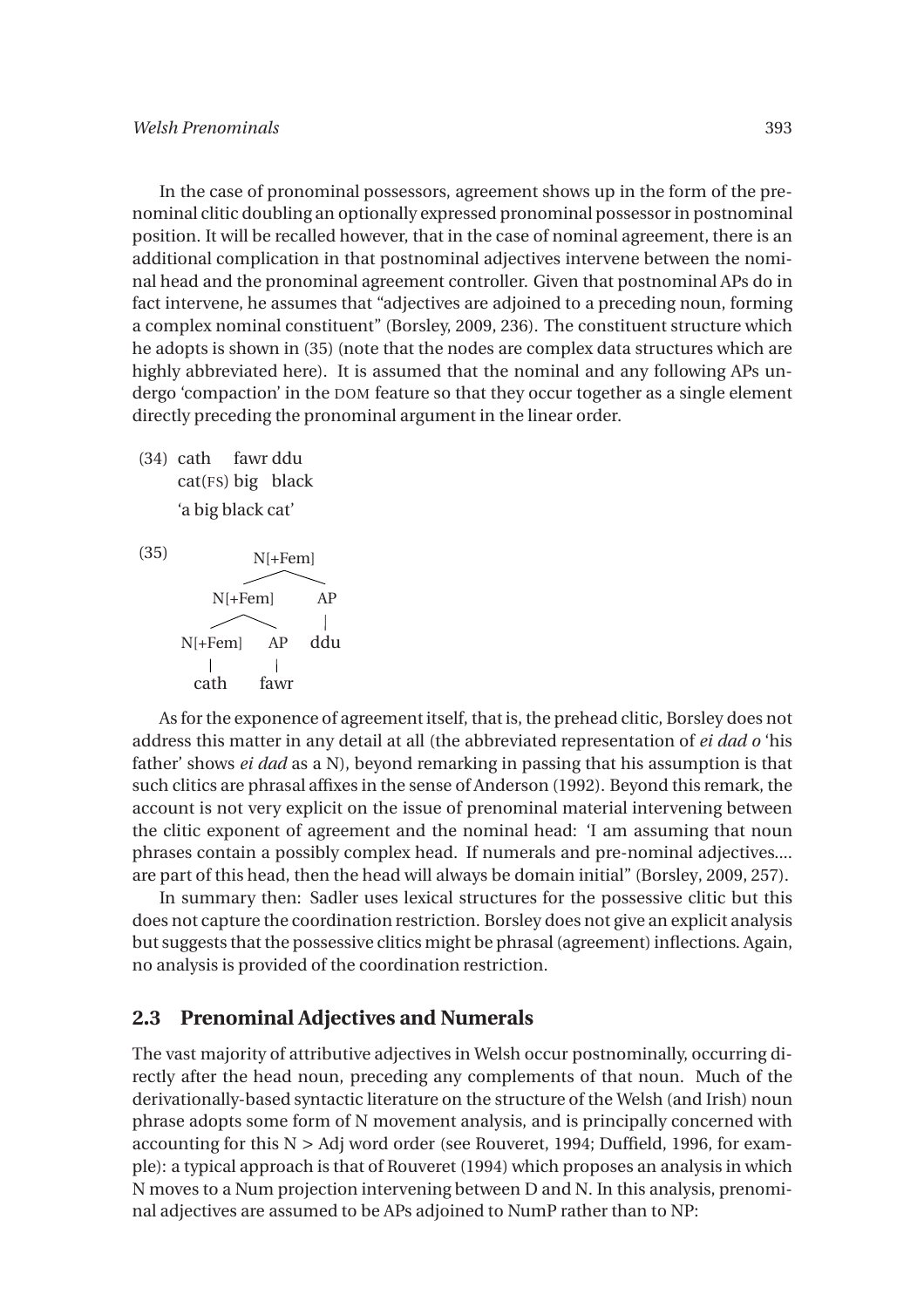In the case of pronominal possessors, agreement shows up in the form of the prenominal clitic doubling an optionally expressed pronominal possessor in postnominal position. It will be recalled however, that in the case of nominal agreement, there is an additional complication in that postnominal adjectives intervene between the nominal head and the pronominal agreement controller. Given that postnominal APs do in fact intervene, he assumes that "adjectives are adjoined to a preceding noun, forming a complex nominal constituent" (Borsley, 2009, 236). The constituent structure which he adopts is shown in (35) (note that the nodes are complex data structures which are highly abbreviated here). It is assumed that the nominal and any following APs undergo 'compaction' in the DOM feature so that they occur together as a single element directly preceding the pronominal argument in the linear order.

(34) cath fawr ddu  
cat(FS) big black  
'a big black cat'

(35)

```
            N[+Fem]
           /       \
      N[+Fem]       AP
      /     \        |
 N[+Fem]    AP      ddu
    |        |
  cath     fawr
```

As for the exponence of agreement itself, that is, the prehead clitic, Borsley does not address this matter in any detail at all (the abbreviated representation of *ei dad o* 'his father' shows *ei dad* as a N), beyond remarking in passing that his assumption is that such clitics are phrasal affixes in the sense of Anderson (1992). Beyond this remark, the account is not very explicit on the issue of prenominal material intervening between the clitic exponent of agreement and the nominal head: 'I am assuming that noun phrases contain a possibly complex head. If numerals and pre-nominal adjectives.... are part of this head, then the head will always be domain initial" (Borsley, 2009, 257).

In summary then: Sadler uses lexical structures for the possessive clitic but this does not capture the coordination restriction. Borsley does not give an explicit analysis but suggests that the possessive clitics might be phrasal (agreement) inflections. Again, no analysis is provided of the coordination restriction.

## 2.3 Prenominal Adjectives and Numerals

The vast majority of attributive adjectives in Welsh occur postnominally, occurring directly after the head noun, preceding any complements of that noun. Much of the derivationally-based syntactic literature on the structure of the Welsh (and Irish) noun phrase adopts some form of N movement analysis, and is principally concerned with accounting for this N > Adj word order (see Rouveret, 1994; Duffield, 1996, for example): a typical approach is that of Rouveret (1994) which proposes an analysis in which N moves to a Num projection intervening between D and N. In this analysis, prenominal adjectives are assumed to be APs adjoined to NumP rather than to NP: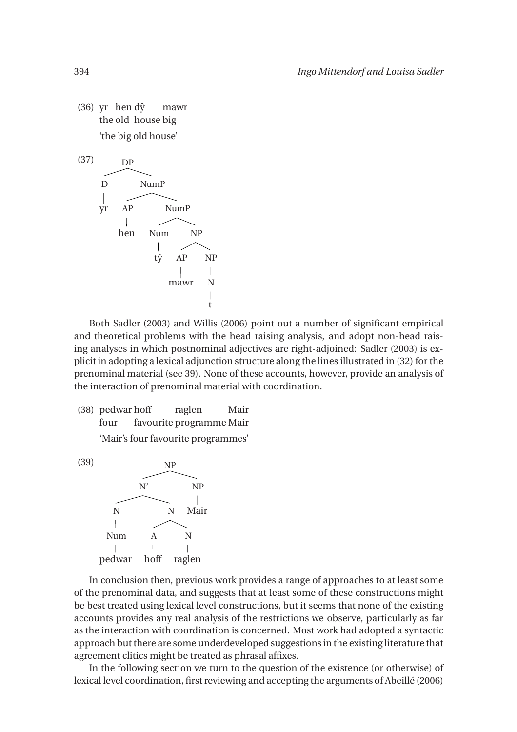(36) yr hen dŷ mawr
the old house big
'the big old house'

(37)

```
DP
├── D
│   └── yr
└── NumP
    ├── AP
    │   └── hen
    └── NumP
        ├── Num
        │   └── tŷ
        └── NP
            ├── AP
            │   └── mawr
            └── NP
                └── N
                    └── t
```

Both Sadler (2003) and Willis (2006) point out a number of significant empirical and theoretical problems with the head raising analysis, and adopt non-head raising analyses in which postnominal adjectives are right-adjoined: Sadler (2003) is explicit in adopting a lexical adjunction structure along the lines illustrated in (32) for the prenominal material (see 39). None of these accounts, however, provide an analysis of the interaction of prenominal material with coordination.

(38) pedwar hoff raglen Mair
four favourite programme Mair
'Mair's four favourite programmes'

(39)

```
NP
├── N'
│   ├── N
│   │   └── Num
│   │       └── pedwar
│   └── N
│       ├── A
│       │   └── hoff
│       └── N
│           └── raglen
└── NP
    └── Mair
```

In conclusion then, previous work provides a range of approaches to at least some of the prenominal data, and suggests that at least some of these constructions might be best treated using lexical level constructions, but it seems that none of the existing accounts provides any real analysis of the restrictions we observe, particularly as far as the interaction with coordination is concerned. Most work had adopted a syntactic approach but there are some underdeveloped suggestions in the existing literature that agreement clitics might be treated as phrasal affixes.

In the following section we turn to the question of the existence (or otherwise) of lexical level coordination, first reviewing and accepting the arguments of Abeillé (2006)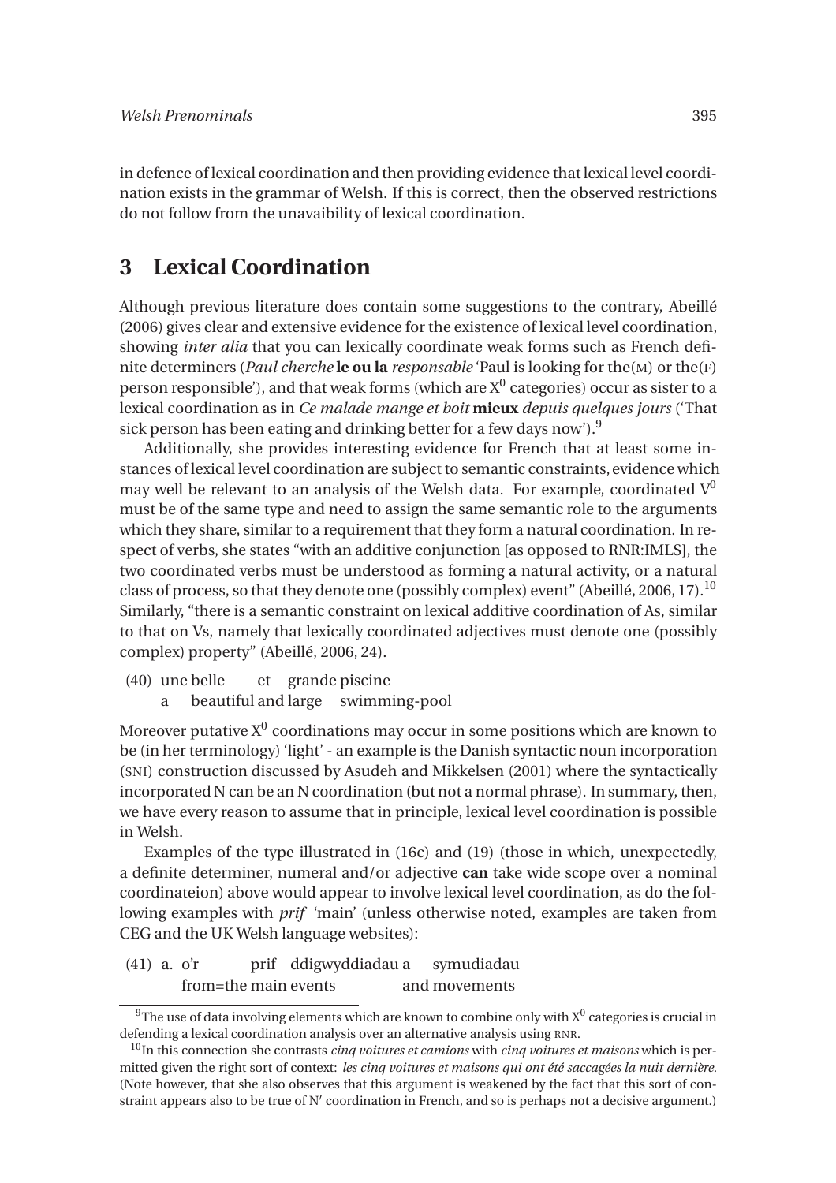in defence of lexical coordination and then providing evidence that lexical level coordination exists in the grammar of Welsh. If this is correct, then the observed restrictions do not follow from the unavaibility of lexical coordination.

# 3 Lexical Coordination

Although previous literature does contain some suggestions to the contrary, Abeillé (2006) gives clear and extensive evidence for the existence of lexical level coordination, showing *inter alia* that you can lexically coordinate weak forms such as French definite determiners (*Paul cherche* **le ou la** *responsable* 'Paul is looking for the(M) or the(F) person responsible'), and that weak forms (which are $X^0$ categories) occur as sister to a lexical coordination as in *Ce malade mange et boit* **mieux** *depuis quelques jours* ('That sick person has been eating and drinking better for a few days now').[9]

Additionally, she provides interesting evidence for French that at least some instances of lexical level coordination are subject to semantic constraints, evidence which may well be relevant to an analysis of the Welsh data. For example, coordinated $V^0$ must be of the same type and need to assign the same semantic role to the arguments which they share, similar to a requirement that they form a natural coordination. In respect of verbs, she states "with an additive conjunction [as opposed to RNR:IMLS], the two coordinated verbs must be understood as forming a natural activity, or a natural class of process, so that they denote one (possibly complex) event" (Abeillé, 2006, 17).[10] Similarly, "there is a semantic constraint on lexical additive coordination of As, similar to that on Vs, namely that lexically coordinated adjectives must denote one (possibly complex) property" (Abeillé, 2006, 24).

(40) une belle et grande piscine
 a beautiful and large swimming-pool

Moreover putative $X^0$ coordinations may occur in some positions which are known to be (in her terminology) 'light' - an example is the Danish syntactic noun incorporation (SNI) construction discussed by Asudeh and Mikkelsen (2001) where the syntactically incorporated N can be an N coordination (but not a normal phrase). In summary, then, we have every reason to assume that in principle, lexical level coordination is possible in Welsh.

Examples of the type illustrated in (16c) and (19) (those in which, unexpectedly, a definite determiner, numeral and/or adjective **can** take wide scope over a nominal coordinateion) above would appear to involve lexical level coordination, as do the following examples with *prif* 'main' (unless otherwise noted, examples are taken from CEG and the UK Welsh language websites):

(41) a. o'r prif ddigwyddiadau a symudiadau
 from=the main events and movements

[9] The use of data involving elements which are known to combine only with $X^0$ categories is crucial in defending a lexical coordination analysis over an alternative analysis using RNR.

[10] In this connection she contrasts *cinq voitures et camions* with *cinq voitures et maisons* which is permitted given the right sort of context: *les cinq voitures et maisons qui ont été saccagées la nuit dernière*. (Note however, that she also observes that this argument is weakened by the fact that this sort of constraint appears also to be true of N′ coordination in French, and so is perhaps not a decisive argument.)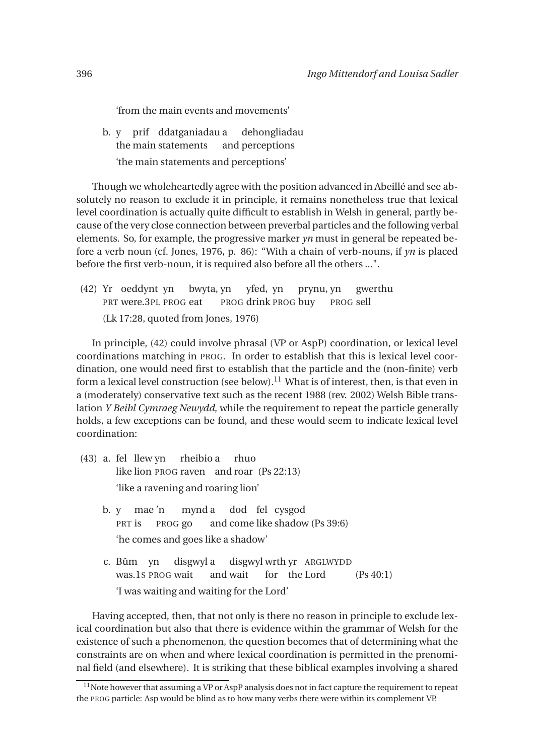'from the main events and movements'

b. y prif ddatganiadau a dehongliadau
the main statements and perceptions
'the main statements and perceptions'

Though we wholeheartedly agree with the position advanced in Abeillé and see absolutely no reason to exclude it in principle, it remains nonetheless true that lexical level coordination is actually quite difficult to establish in Welsh in general, partly because of the very close connection between preverbal particles and the following verbal elements. So, for example, the progressive marker *yn* must in general be repeated before a verb noun (cf. Jones, 1976, p. 86): "With a chain of verb-nouns, if *yn* is placed before the first verb-noun, it is required also before all the others ...".

(42) Yr oeddynt yn bwyta, yn yfed, yn prynu, yn gwerthu
PRT were.3PL PROG eat PROG drink PROG buy PROG sell
(Lk 17:28, quoted from Jones, 1976)

In principle, (42) could involve phrasal (VP or AspP) coordination, or lexical level coordinations matching in PROG. In order to establish that this is lexical level coordination, one would need first to establish that the particle and the (non-finite) verb form a lexical level construction (see below).[11] What is of interest, then, is that even in a (moderately) conservative text such as the recent 1988 (rev. 2002) Welsh Bible translation *Y Beibl Cymraeg Newydd*, while the requirement to repeat the particle generally holds, a few exceptions can be found, and these would seem to indicate lexical level coordination:

(43) a. fel llew yn rheibio a rhuo
like lion PROG raven and roar (Ps 22:13)
'like a ravening and roaring lion'

b. y mae 'n mynd a dod fel cysgod
PRT is PROG go and come like shadow (Ps 39:6)
'he comes and goes like a shadow'

c. Bûm yn disgwyl a disgwyl wrth yr ARGLWYDD
was.1S PROG wait and wait for the Lord (Ps 40:1)
'I was waiting and waiting for the Lord'

Having accepted, then, that not only is there no reason in principle to exclude lexical coordination but also that there is evidence within the grammar of Welsh for the existence of such a phenomenon, the question becomes that of determining what the constraints are on when and where lexical coordination is permitted in the prenominal field (and elsewhere). It is striking that these biblical examples involving a shared

[11] Note however that assuming a VP or AspP analysis does not in fact capture the requirement to repeat the PROG particle: Asp would be blind as to how many verbs there were within its complement VP.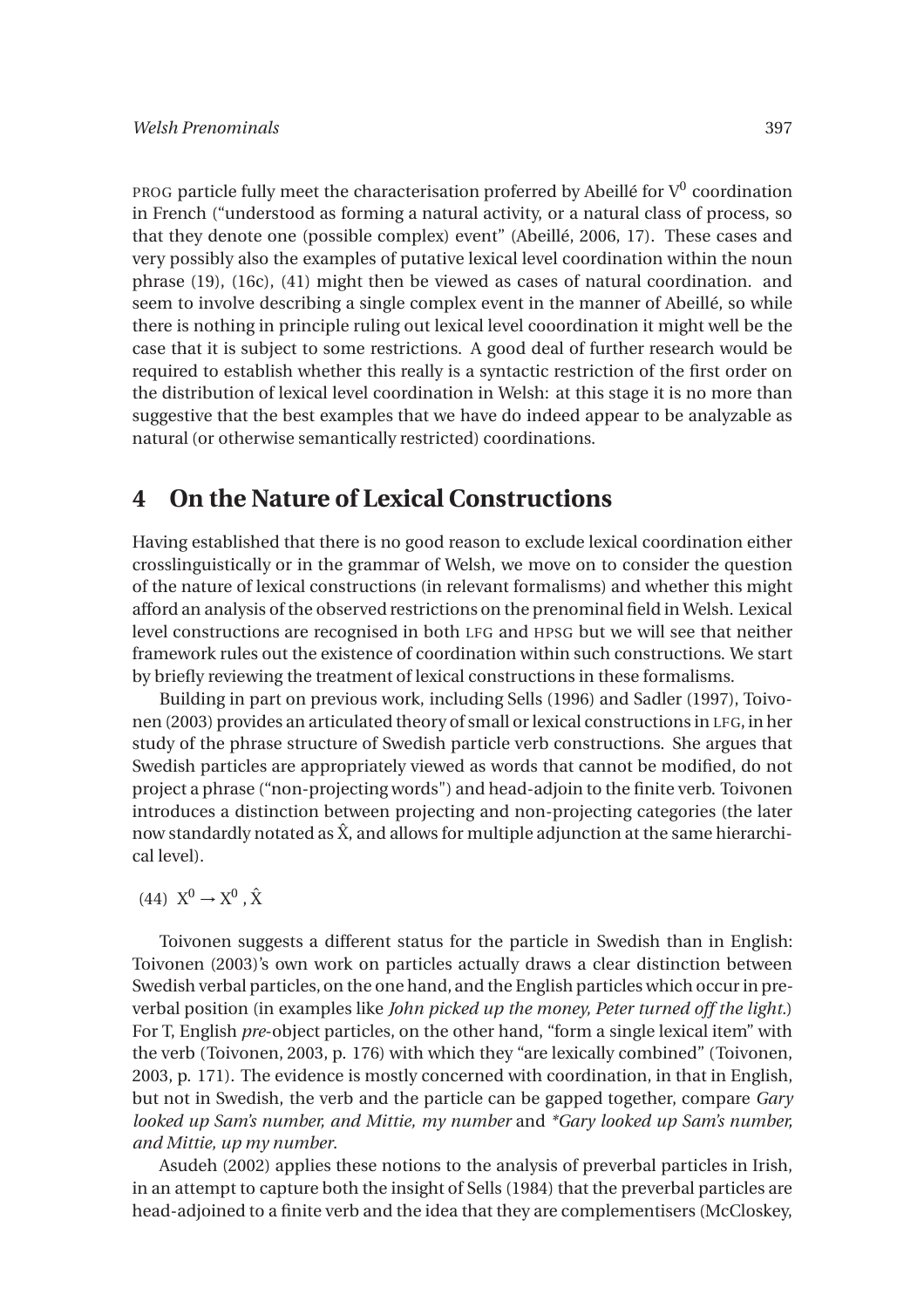PROG particle fully meet the characterisation proferred by Abeillé for $V^0$ coordination in French ("understood as forming a natural activity, or a natural class of process, so that they denote one (possible complex) event" (Abeillé, 2006, 17). These cases and very possibly also the examples of putative lexical level coordination within the noun phrase (19), (16c), (41) might then be viewed as cases of natural coordination. and seem to involve describing a single complex event in the manner of Abeillé, so while there is nothing in principle ruling out lexical level cooordination it might well be the case that it is subject to some restrictions. A good deal of further research would be required to establish whether this really is a syntactic restriction of the first order on the distribution of lexical level coordination in Welsh: at this stage it is no more than suggestive that the best examples that we have do indeed appear to be analyzable as natural (or otherwise semantically restricted) coordinations.

# 4 On the Nature of Lexical Constructions

Having established that there is no good reason to exclude lexical coordination either crosslinguistically or in the grammar of Welsh, we move on to consider the question of the nature of lexical constructions (in relevant formalisms) and whether this might afford an analysis of the observed restrictions on the prenominal field in Welsh. Lexical level constructions are recognised in both LFG and HPSG but we will see that neither framework rules out the existence of coordination within such constructions. We start by briefly reviewing the treatment of lexical constructions in these formalisms.

Building in part on previous work, including Sells (1996) and Sadler (1997), Toivonen (2003) provides an articulated theory of small or lexical constructions in LFG, in her study of the phrase structure of Swedish particle verb constructions. She argues that Swedish particles are appropriately viewed as words that cannot be modified, do not project a phrase ("non-projecting words") and head-adjoin to the finite verb. Toivonen introduces a distinction between projecting and non-projecting categories (the later now standardly notated as $\hat{X}$, and allows for multiple adjunction at the same hierarchical level).

(44) $X^0 \rightarrow X^0\ ,\ \hat{X}$

Toivonen suggests a different status for the particle in Swedish than in English: Toivonen (2003)'s own work on particles actually draws a clear distinction between Swedish verbal particles, on the one hand, and the English particles which occur in preverbal position (in examples like *John picked up the money, Peter turned off the light.*) For T, English *pre*-object particles, on the other hand, "form a single lexical item" with the verb (Toivonen, 2003, p. 176) with which they "are lexically combined" (Toivonen, 2003, p. 171). The evidence is mostly concerned with coordination, in that in English, but not in Swedish, the verb and the particle can be gapped together, compare *Gary looked up Sam's number, and Mittie, my number* and *\*Gary looked up Sam's number, and Mittie, up my number*.

Asudeh (2002) applies these notions to the analysis of preverbal particles in Irish, in an attempt to capture both the insight of Sells (1984) that the preverbal particles are head-adjoined to a finite verb and the idea that they are complementisers (McCloskey,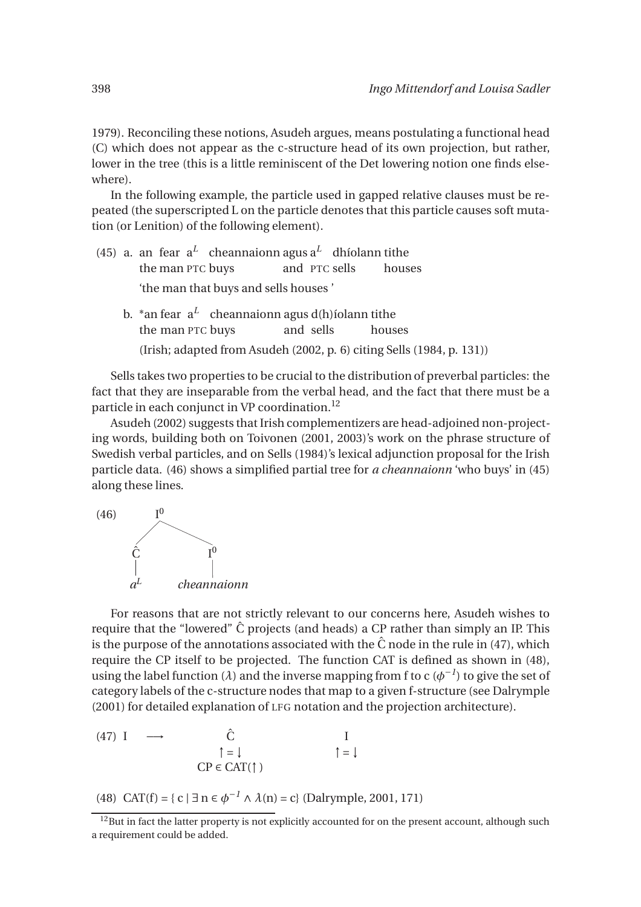1979). Reconciling these notions, Asudeh argues, means postulating a functional head (C) which does not appear as the c-structure head of its own projection, but rather, lower in the tree (this is a little reminiscent of the Det lowering notion one finds elsewhere).

In the following example, the particle used in gapped relative clauses must be repeated (the superscripted L on the particle denotes that this particle causes soft mutation (or Lenition) of the following element).

(45) a. an fear a$^L$ cheannaionn agus a$^L$ dhíolann tithe
the man PTC buys and PTC sells houses
'the man that buys and sells houses '

b. *an fear a$^L$ cheannaionn agus d(h)íolann tithe
the man PTC buys and sells houses
(Irish; adapted from Asudeh (2002, p. 6) citing Sells (1984, p. 131))

Sells takes two properties to be crucial to the distribution of preverbal particles: the fact that they are inseparable from the verbal head, and the fact that there must be a particle in each conjunct in VP coordination.[12]

Asudeh (2002) suggests that Irish complementizers are head-adjoined non-projecting words, building both on Toivonen (2001, 2003)'s work on the phrase structure of Swedish verbal particles, and on Sells (1984)'s lexical adjunction proposal for the Irish particle data. (46) shows a simplified partial tree for *a cheannaionn* 'who buys' in (45) along these lines.

(46)
```
        I0
       /  \
      Ĉ    I0
      |    |
     aL   cheannaionn
```

For reasons that are not strictly relevant to our concerns here, Asudeh wishes to require that the "lowered" Ĉ projects (and heads) a CP rather than simply an IP. This is the purpose of the annotations associated with the Ĉ node in the rule in (47), which require the CP itself to be projected. The function CAT is defined as shown in (48), using the label function ($\lambda$) and the inverse mapping from f to c ($\phi^{-1}$) to give the set of category labels of the c-structure nodes that map to a given f-structure (see Dalrymple (2001) for detailed explanation of LFG notation and the projection architecture).

(47) I $\longrightarrow$ Ĉ I
$\uparrow = \downarrow$ &nbsp;&nbsp; $\uparrow = \downarrow$
CP $\in$ CAT($\uparrow$)

(48) CAT(f) = { c | $\exists$ n $\in \phi^{-1} \wedge \lambda$(n) = c} (Dalrymple, 2001, 171)

[12] But in fact the latter property is not explicitly accounted for on the present account, although such a requirement could be added.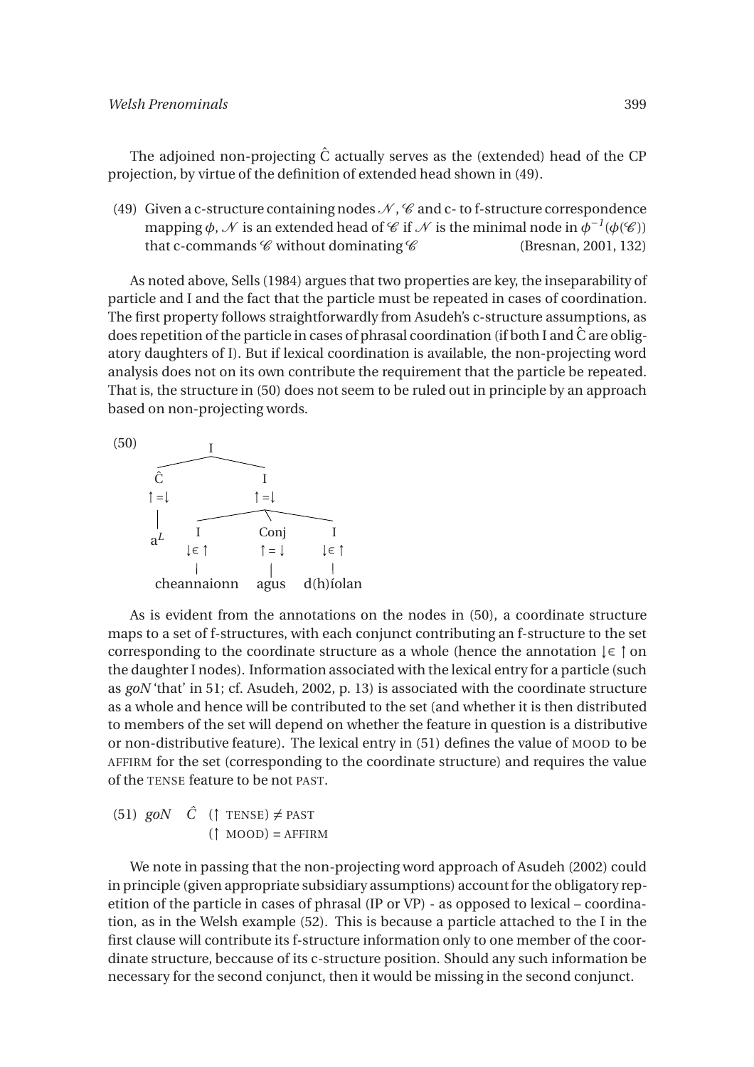The adjoined non-projecting Ĉ actually serves as the (extended) head of the CP projection, by virtue of the definition of extended head shown in (49).

(49) Given a c-structure containing nodes $\mathcal{N}$, $\mathcal{C}$ and c- to f-structure correspondence mapping $\phi$, $\mathcal{N}$ is an extended head of $\mathcal{C}$ if $\mathcal{N}$ is the minimal node in $\phi^{-1}(\phi(\mathcal{C}))$ that c-commands $\mathcal{C}$ without dominating $\mathcal{C}$ (Bresnan, 2001, 132)

As noted above, Sells (1984) argues that two properties are key, the inseparability of particle and I and the fact that the particle must be repeated in cases of coordination. The first property follows straightforwardly from Asudeh's c-structure assumptions, as does repetition of the particle in cases of phrasal coordination (if both I and Ĉ are obligatory daughters of I). But if lexical coordination is available, the non-projecting word analysis does not on its own contribute the requirement that the particle be repeated. That is, the structure in (50) does not seem to be ruled out in principle by an approach based on non-projecting words.

(50)

```
              I
        ______|______
       Ĉ             I
      ↑=↓           ↑=↓
       |      _______|_______
      a^L    I      Conj      I
            ↓∈↑     ↑=↓      ↓∈↑
             |       |        |
      cheannaionn  agus   d(h)íolan
```

As is evident from the annotations on the nodes in (50), a coordinate structure maps to a set of f-structures, with each conjunct contributing an f-structure to the set corresponding to the coordinate structure as a whole (hence the annotation $\downarrow \in \uparrow$ on the daughter I nodes). Information associated with the lexical entry for a particle (such as *goN* 'that' in 51; cf. Asudeh, 2002, p. 13) is associated with the coordinate structure as a whole and hence will be contributed to the set (and whether it is then distributed to members of the set will depend on whether the feature in question is a distributive or non-distributive feature). The lexical entry in (51) defines the value of MOOD to be AFFIRM for the set (corresponding to the coordinate structure) and requires the value of the TENSE feature to be not PAST.

(51) *goN* *Ĉ* $(\uparrow \text{TENSE}) \neq \text{PAST}$
$(\uparrow \text{MOOD}) = \text{AFFIRM}$

We note in passing that the non-projecting word approach of Asudeh (2002) could in principle (given appropriate subsidiary assumptions) account for the obligatory repetition of the particle in cases of phrasal (IP or VP) - as opposed to lexical – coordination, as in the Welsh example (52). This is because a particle attached to the I in the first clause will contribute its f-structure information only to one member of the coordinate structure, beccause of its c-structure position. Should any such information be necessary for the second conjunct, then it would be missing in the second conjunct.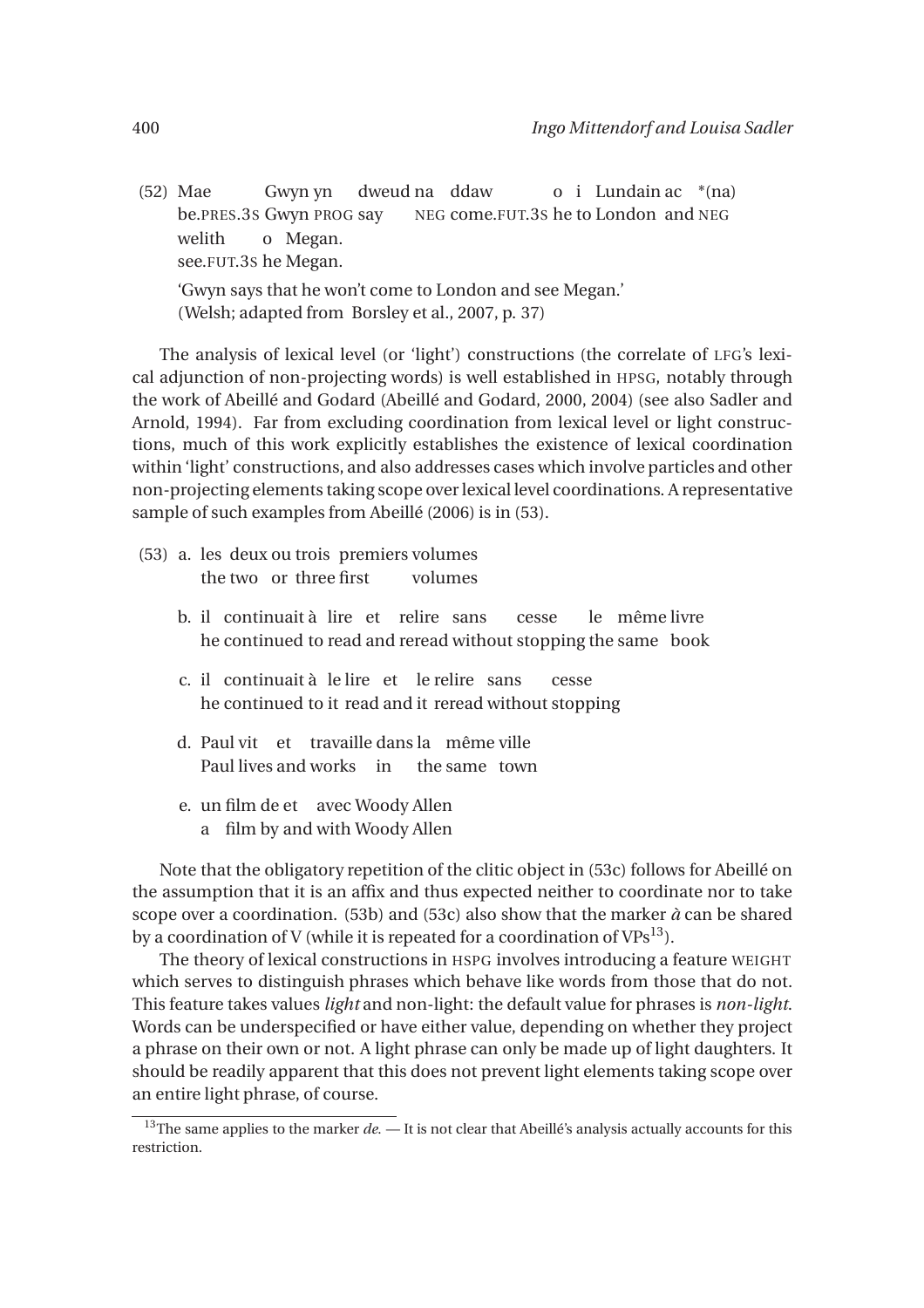(52) Mae Gwyn yn dweud na ddaw o i Lundain ac *(na) welith o Megan.
be.PRES.3S Gwyn PROG say NEG come.FUT.3S he to London and NEG see.FUT.3S he Megan.
'Gwyn says that he won't come to London and see Megan.'
(Welsh; adapted from Borsley et al., 2007, p. 37)

The analysis of lexical level (or 'light') constructions (the correlate of LFG's lexical adjunction of non-projecting words) is well established in HPSG, notably through the work of Abeillé and Godard (Abeillé and Godard, 2000, 2004) (see also Sadler and Arnold, 1994). Far from excluding coordination from lexical level or light constructions, much of this work explicitly establishes the existence of lexical coordination within 'light' constructions, and also addresses cases which involve particles and other non-projecting elements taking scope over lexical level coordinations. A representative sample of such examples from Abeillé (2006) is in (53).

(53) a. les deux ou trois premiers volumes
the two or three first volumes

b. il continuait à lire et relire sans cesse le même livre
he continued to read and reread without stopping the same book

c. il continuait à le lire et le relire sans cesse
he continued to it read and it reread without stopping

d. Paul vit et travaille dans la même ville
Paul lives and works in the same town

e. un film de et avec Woody Allen
a film by and with Woody Allen

Note that the obligatory repetition of the clitic object in (53c) follows for Abeillé on the assumption that it is an affix and thus expected neither to coordinate nor to take scope over a coordination. (53b) and (53c) also show that the marker *à* can be shared by a coordination of V (while it is repeated for a coordination of VPs[13]).

The theory of lexical constructions in HSPG involves introducing a feature WEIGHT which serves to distinguish phrases which behave like words from those that do not. This feature takes values *light* and non-light: the default value for phrases is *non-light*. Words can be underspecified or have either value, depending on whether they project a phrase on their own or not. A light phrase can only be made up of light daughters. It should be readily apparent that this does not prevent light elements taking scope over an entire light phrase, of course.

[13] The same applies to the marker *de*. — It is not clear that Abeillé's analysis actually accounts for this restriction.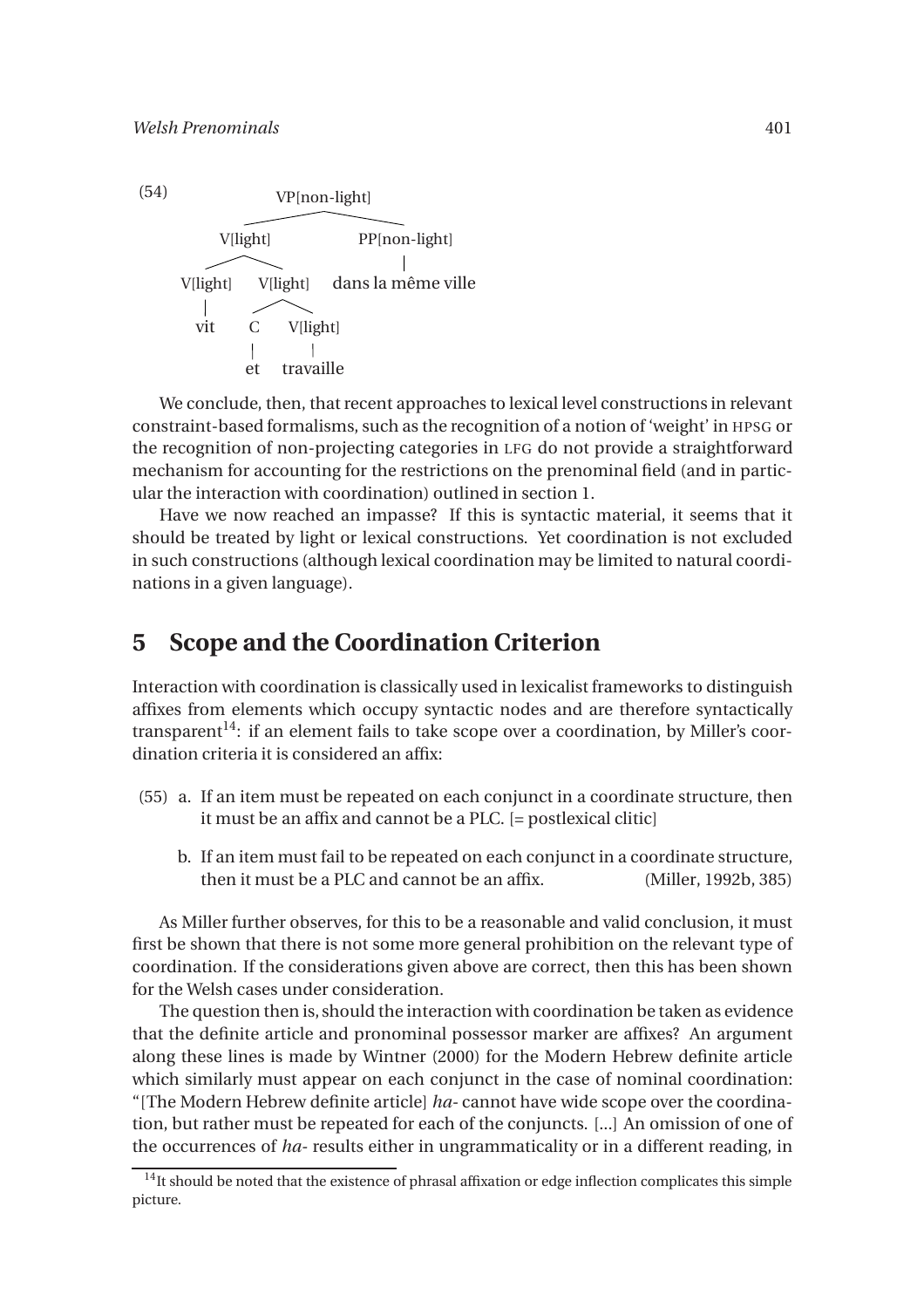(54)

```
                    VP[non-light]
                 /                \
          V[light]                 PP[non-light]
         /        \                      |
   V[light]     V[light]          dans la même ville
      |         /      \
     vit       C      V[light]
               |         |
               et    travaille
```

We conclude, then, that recent approaches to lexical level constructions in relevant constraint-based formalisms, such as the recognition of a notion of 'weight' in HPSG or the recognition of non-projecting categories in LFG do not provide a straightforward mechanism for accounting for the restrictions on the prenominal field (and in particular the interaction with coordination) outlined in section 1.

Have we now reached an impasse? If this is syntactic material, it seems that it should be treated by light or lexical constructions. Yet coordination is not excluded in such constructions (although lexical coordination may be limited to natural coordinations in a given language).

## 5 Scope and the Coordination Criterion

Interaction with coordination is classically used in lexicalist frameworks to distinguish affixes from elements which occupy syntactic nodes and are therefore syntactically transparent[14]: if an element fails to take scope over a coordination, by Miller's coordination criteria it is considered an affix:

(55) a. If an item must be repeated on each conjunct in a coordinate structure, then it must be an affix and cannot be a PLC. [= postlexical clitic]

b. If an item must fail to be repeated on each conjunct in a coordinate structure, then it must be a PLC and cannot be an affix. (Miller, 1992b, 385)

As Miller further observes, for this to be a reasonable and valid conclusion, it must first be shown that there is not some more general prohibition on the relevant type of coordination. If the considerations given above are correct, then this has been shown for the Welsh cases under consideration.

The question then is, should the interaction with coordination be taken as evidence that the definite article and pronominal possessor marker are affixes? An argument along these lines is made by Wintner (2000) for the Modern Hebrew definite article which similarly must appear on each conjunct in the case of nominal coordination: "[The Modern Hebrew definite article] *ha-* cannot have wide scope over the coordination, but rather must be repeated for each of the conjuncts. [...] An omission of one of the occurrences of *ha-* results either in ungrammaticality or in a different reading, in

[14] It should be noted that the existence of phrasal affixation or edge inflection complicates this simple picture.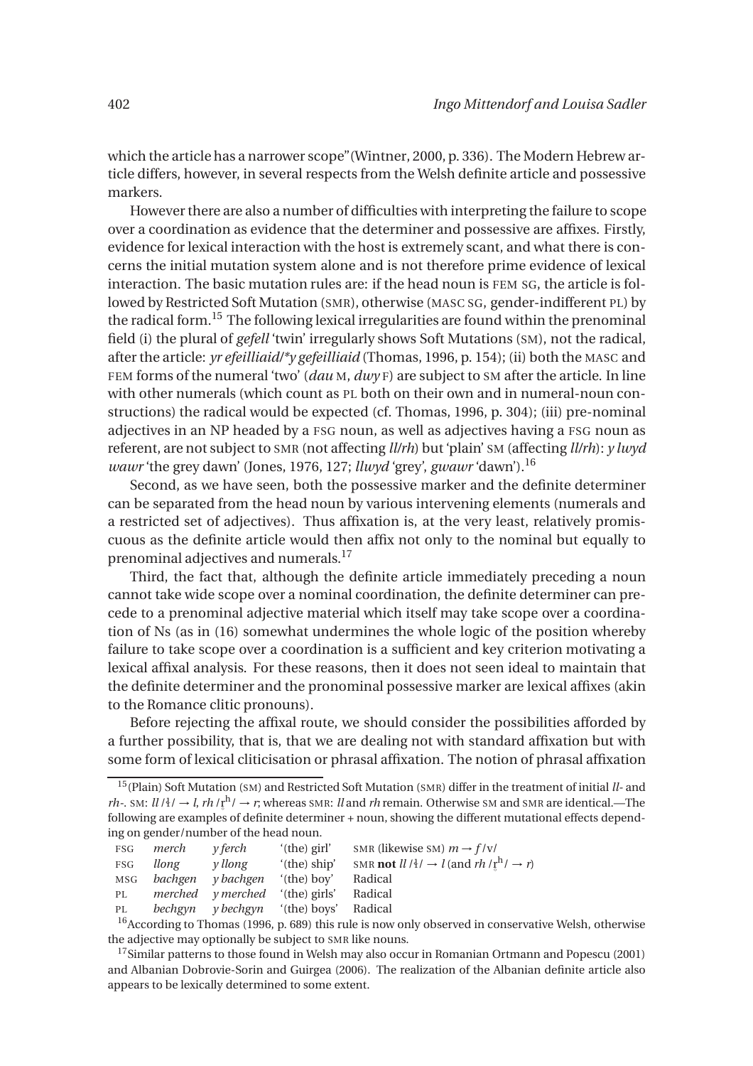which the article has a narrower scope" (Wintner, 2000, p. 336). The Modern Hebrew article differs, however, in several respects from the Welsh definite article and possessive markers.

However there are also a number of difficulties with interpreting the failure to scope over a coordination as evidence that the determiner and possessive are affixes. Firstly, evidence for lexical interaction with the host is extremely scant, and what there is concerns the initial mutation system alone and is not therefore prime evidence of lexical interaction. The basic mutation rules are: if the head noun is FEM SG, the article is followed by Restricted Soft Mutation (SMR), otherwise (MASC SG, gender-indifferent PL) by the radical form.[15] The following lexical irregularities are found within the prenominal field (i) the plural of *gefell* 'twin' irregularly shows Soft Mutations (SM), not the radical, after the article: *yr efeilliaid*/*\*y gefeilliaid* (Thomas, 1996, p. 154); (ii) both the MASC and FEM forms of the numeral 'two' (*dau* M, *dwy* F) are subject to SM after the article. In line with other numerals (which count as PL both on their own and in numeral-noun constructions) the radical would be expected (cf. Thomas, 1996, p. 304); (iii) pre-nominal adjectives in an NP headed by a FSG noun, as well as adjectives having a FSG noun as referent, are not subject to SMR (not affecting *ll/rh*) but 'plain' SM (affecting *ll/rh*): *y lwyd wawr* 'the grey dawn' (Jones, 1976, 127; *llwyd* 'grey', *gwawr* 'dawn').[16]

Second, as we have seen, both the possessive marker and the definite determiner can be separated from the head noun by various intervening elements (numerals and a restricted set of adjectives). Thus affixation is, at the very least, relatively promiscuous as the definite article would then affix not only to the nominal but equally to prenominal adjectives and numerals.[17]

Third, the fact that, although the definite article immediately preceding a noun cannot take wide scope over a nominal coordination, the definite determiner can precede to a prenominal adjective material which itself may take scope over a coordination of Ns (as in (16) somewhat undermines the whole logic of the position whereby failure to take scope over a coordination is a sufficient and key criterion motivating a lexical affixal analysis. For these reasons, then it does not seen ideal to maintain that the definite determiner and the pronominal possessive marker are lexical affixes (akin to the Romance clitic pronouns).

Before rejecting the affixal route, we should consider the possibilities afforded by a further possibility, that is, that we are dealing not with standard affixation but with some form of lexical cliticisation or phrasal affixation. The notion of phrasal affixation

---

[15] (Plain) Soft Mutation (SM) and Restricted Soft Mutation (SMR) differ in the treatment of initial *ll*- and *rh*-. SM: *ll* /ɬ/ → *l*, *rh* /r̥ʰ/ → *r*; whereas SMR: *ll* and *rh* remain. Otherwise SM and SMR are identical.—The following are examples of definite determiner + noun, showing the different mutational effects depending on gender/number of the head noun.

| | | | | |
|---|---|---|---|---|
| FSG | *merch* | *y ferch* | '(the) girl' | SMR (likewise SM) $m \rightarrow f$ /v/ |
| FSG | *llong* | *y llong* | '(the) ship' | SMR **not** *ll* /ɬ/ → *l* (and *rh* /r̥ʰ/ → *r*) |
| MSG | *bachgen* | *y bachgen* | '(the) boy' | Radical |
| PL | *merched* | *y merched* | '(the) girls' | Radical |
| PL | *bechgyn* | *y bechgyn* | '(the) boys' | Radical |

[16] According to Thomas (1996, p. 689) this rule is now only observed in conservative Welsh, otherwise the adjective may optionally be subject to SMR like nouns.

[17] Similar patterns to those found in Welsh may also occur in Romanian Ortmann and Popescu (2001) and Albanian Dobrovie-Sorin and Guirgea (2006). The realization of the Albanian definite article also appears to be lexically determined to some extent.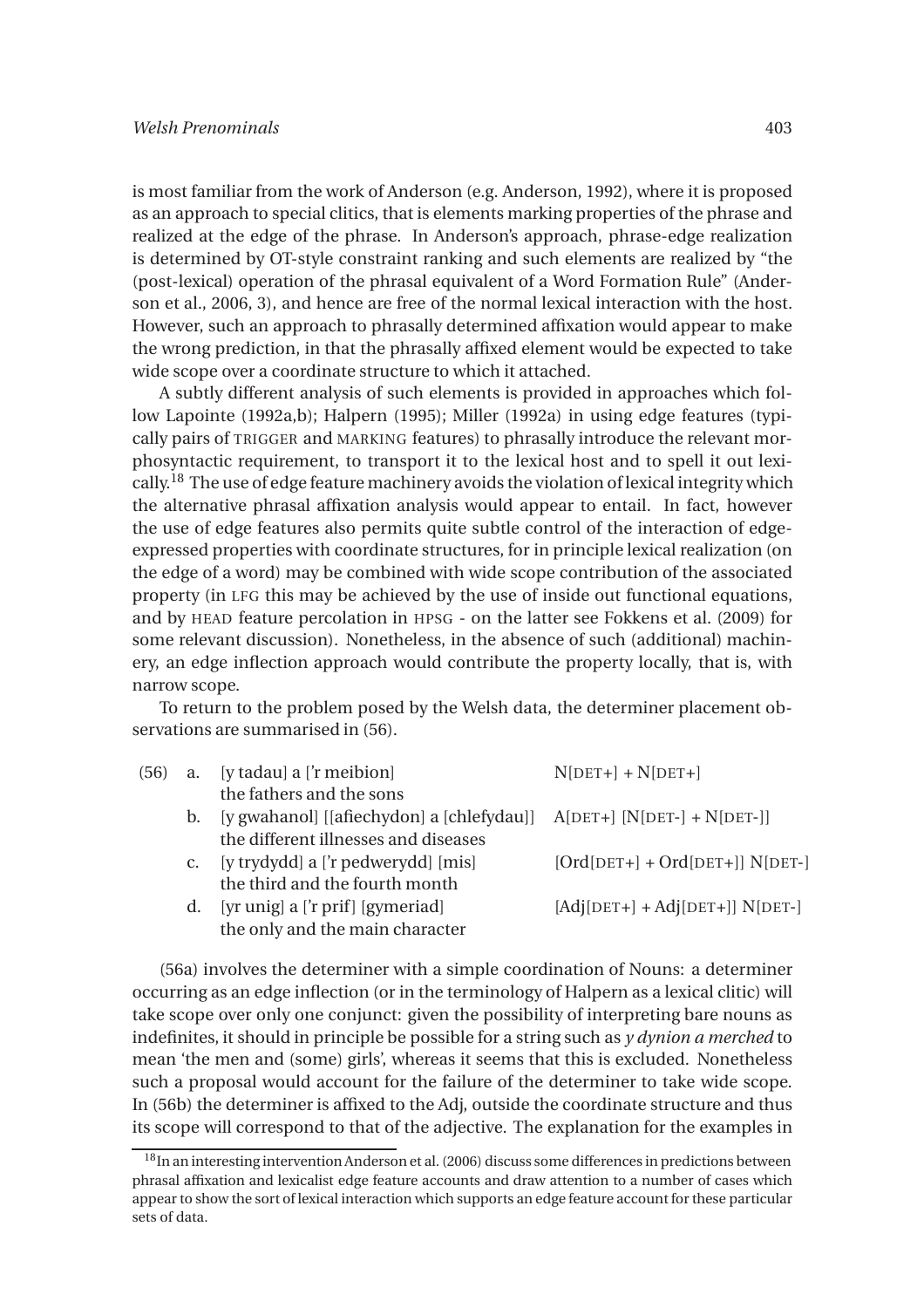is most familiar from the work of Anderson (e.g. Anderson, 1992), where it is proposed as an approach to special clitics, that is elements marking properties of the phrase and realized at the edge of the phrase. In Anderson's approach, phrase-edge realization is determined by OT-style constraint ranking and such elements are realized by "the (post-lexical) operation of the phrasal equivalent of a Word Formation Rule" (Anderson et al., 2006, 3), and hence are free of the normal lexical interaction with the host. However, such an approach to phrasally determined affixation would appear to make the wrong prediction, in that the phrasally affixed element would be expected to take wide scope over a coordinate structure to which it attached.

A subtly different analysis of such elements is provided in approaches which follow Lapointe (1992a,b); Halpern (1995); Miller (1992a) in using edge features (typically pairs of TRIGGER and MARKING features) to phrasally introduce the relevant morphosyntactic requirement, to transport it to the lexical host and to spell it out lexically.[18] The use of edge feature machinery avoids the violation of lexical integrity which the alternative phrasal affixation analysis would appear to entail. In fact, however the use of edge features also permits quite subtle control of the interaction of edge-expressed properties with coordinate structures, for in principle lexical realization (on the edge of a word) may be combined with wide scope contribution of the associated property (in LFG this may be achieved by the use of inside out functional equations, and by HEAD feature percolation in HPSG - on the latter see Fokkens et al. (2009) for some relevant discussion). Nonetheless, in the absence of such (additional) machinery, an edge inflection approach would contribute the property locally, that is, with narrow scope.

To return to the problem posed by the Welsh data, the determiner placement observations are summarised in (56).

(56)
a. [y tadau] a ['r meibion] — N[DET+] + N[DET+]
   the fathers and the sons
b. [y gwahanol] [[afiechydon] a [chlefydau]] — A[DET+] [N[DET-] + N[DET-]]
   the different illnesses and diseases
c. [y trydydd] a ['r pedwerydd] [mis] — [Ord[DET+] + Ord[DET+]] N[DET-]
   the third and the fourth month
d. [yr unig] a ['r prif] [gymeriad] — [Adj[DET+] + Adj[DET+]] N[DET-]
   the only and the main character

(56a) involves the determiner with a simple coordination of Nouns: a determiner occurring as an edge inflection (or in the terminology of Halpern as a lexical clitic) will take scope over only one conjunct: given the possibility of interpreting bare nouns as indefinites, it should in principle be possible for a string such as *y dynion a merched* to mean 'the men and (some) girls', whereas it seems that this is excluded. Nonetheless such a proposal would account for the failure of the determiner to take wide scope. In (56b) the determiner is affixed to the Adj, outside the coordinate structure and thus its scope will correspond to that of the adjective. The explanation for the examples in

[18] In an interesting intervention Anderson et al. (2006) discuss some differences in predictions between phrasal affixation and lexicalist edge feature accounts and draw attention to a number of cases which appear to show the sort of lexical interaction which supports an edge feature account for these particular sets of data.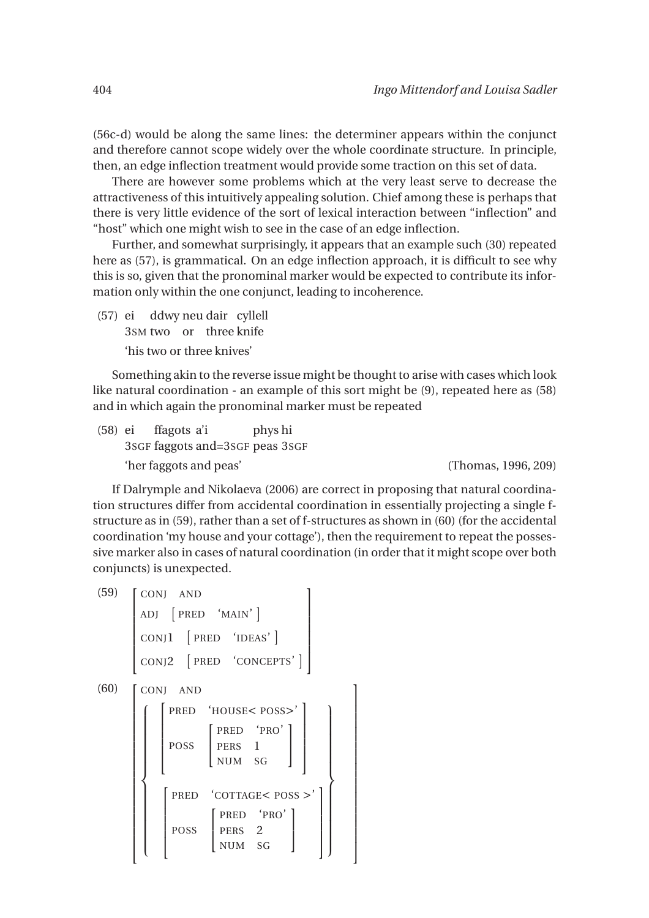(56c-d) would be along the same lines: the determiner appears within the conjunct and therefore cannot scope widely over the whole coordinate structure. In principle, then, an edge inflection treatment would provide some traction on this set of data.

There are however some problems which at the very least serve to decrease the attractiveness of this intuitively appealing solution. Chief among these is perhaps that there is very little evidence of the sort of lexical interaction between "inflection" and "host" which one might wish to see in the case of an edge inflection.

Further, and somewhat surprisingly, it appears that an example such (30) repeated here as (57), is grammatical. On an edge inflection approach, it is difficult to see why this is so, given that the pronominal marker would be expected to contribute its information only within the one conjunct, leading to incoherence.

(57) ei ddwy neu dair cyllell
3SM two or three knife
'his two or three knives'

Something akin to the reverse issue might be thought to arise with cases which look like natural coordination - an example of this sort might be (9), repeated here as (58) and in which again the pronominal marker must be repeated

(58) ei ffagots a'i phys hi
3SGF faggots and=3SGF peas 3SGF
'her faggots and peas' (Thomas, 1996, 209)

If Dalrymple and Nikolaeva (2006) are correct in proposing that natural coordination structures differ from accidental coordination in essentially projecting a single f-structure as in (59), rather than a set of f-structures as shown in (60) (for the accidental coordination 'my house and your cottage'), then the requirement to repeat the possessive marker also in cases of natural coordination (in order that it might scope over both conjuncts) is unexpected.

(59)
$$\begin{bmatrix} \text{CONJ} & \text{AND} \\ \text{ADJ} & \begin{bmatrix} \text{PRED} & \text{`MAIN'} \end{bmatrix} \\ \text{CONJ1} & \begin{bmatrix} \text{PRED} & \text{`IDEAS'} \end{bmatrix} \\ \text{CONJ2} & \begin{bmatrix} \text{PRED} & \text{`CONCEPTS'} \end{bmatrix} \end{bmatrix}$$

(60)
$$\begin{bmatrix} \text{CONJ} \quad \text{AND} \\ \left\{ \begin{matrix} \begin{bmatrix} \text{PRED} & \text{`HOUSE< POSS>'} \\ \text{POSS} & \begin{bmatrix} \text{PRED} & \text{`PRO'} \\ \text{PERS} & 1 \\ \text{NUM} & \text{SG} \end{bmatrix} \end{bmatrix} \\ \begin{bmatrix} \text{PRED} & \text{`COTTAGE< POSS >'} \\ \text{POSS} & \begin{bmatrix} \text{PRED} & \text{`PRO'} \\ \text{PERS} & 2 \\ \text{NUM} & \text{SG} \end{bmatrix} \end{bmatrix} \end{matrix} \right\} \end{bmatrix}$$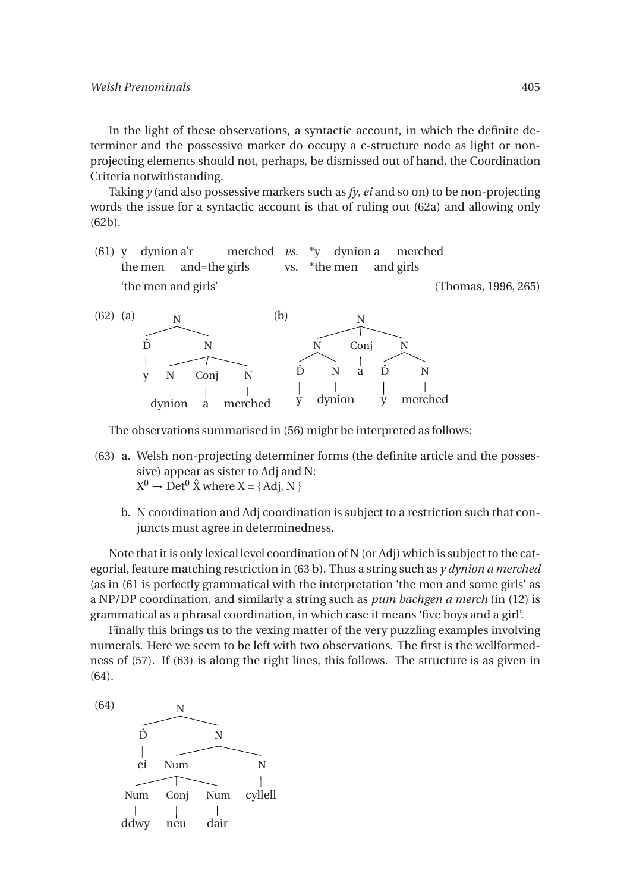In the light of these observations, a syntactic account, in which the definite determiner and the possessive marker do occupy a c-structure node as light or non-projecting elements should not, perhaps, be dismissed out of hand, the Coordination Criteria notwithstanding.

Taking *y* (and also possessive markers such as *fy*, *ei* and so on) to be non-projecting words the issue for a syntactic account is that of ruling out (62a) and allowing only (62b).

(61) y dynion a'r merched *vs.* \*y dynion a merched
the men and=the girls vs. \*the men and girls
'the men and girls' (Thomas, 1996, 265)

(62) (a)

```
        N
      /   \
     D̂     N
     |   /  |  \
     y  N  Conj  N
        |   |    |
   dynion   a  merched
```

(b)

```
              N
         /    |    \
        N    Conj    N
       / \    |    /  \
      D̂   N   a   D̂    N
      |   |       |    |
      y dynion    y  merched
```

The observations summarised in (56) might be interpreted as follows:

(63) a. Welsh non-projecting determiner forms (the definite article and the possessive) appear as sister to Adj and N:
$X^0 \rightarrow Det^0\ \hat{X}$ where $X = \{\text{Adj}, \text{N}\}$

b. N coordination and Adj coordination is subject to a restriction such that conjuncts must agree in determinedness.

Note that it is only lexical level coordination of N (or Adj) which is subject to the categorial, feature matching restriction in (63 b). Thus a string such as *y dynion a merched* (as in (61 is perfectly grammatical with the interpretation 'the men and some girls' as a NP/DP coordination, and similarly a string such as *pum bachgen a merch* (in (12) is grammatical as a phrasal coordination, in which case it means 'five boys and a girl'.

Finally this brings us to the vexing matter of the very puzzling examples involving numerals. Here we seem to be left with two observations. The first is the wellformedness of (57). If (63) is along the right lines, this follows. The structure is as given in (64).

(64)

```
          N
        /   \
       D̂     N
       |    /    \
      ei  Num      N
         / |  \     |
      Num Conj Num cyllell
       |   |    |
     ddwy neu  dair
```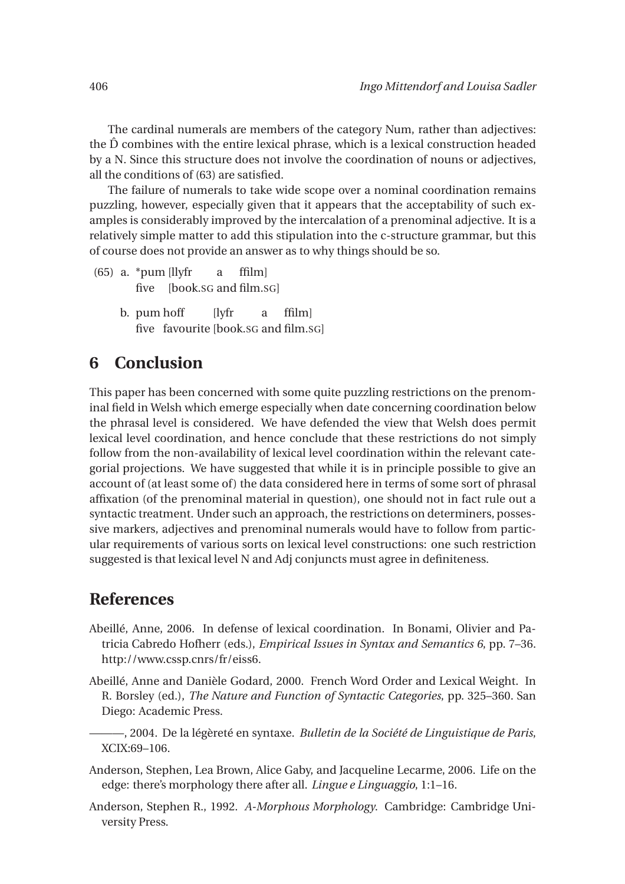The cardinal numerals are members of the category Num, rather than adjectives: the D̂ combines with the entire lexical phrase, which is a lexical construction headed by a N. Since this structure does not involve the coordination of nouns or adjectives, all the conditions of (63) are satisfied.

The failure of numerals to take wide scope over a nominal coordination remains puzzling, however, especially given that it appears that the acceptability of such examples is considerably improved by the intercalation of a prenominal adjective. It is a relatively simple matter to add this stipulation into the c-structure grammar, but this of course does not provide an answer as to why things should be so.

(65) a. *pum [llyfr a ffilm]
five [book.SG and film.SG]

b. pum hoff [lyfr a ffilm]
five favourite [book.SG and film.SG]

## 6 Conclusion

This paper has been concerned with some quite puzzling restrictions on the prenominal field in Welsh which emerge especially when date concerning coordination below the phrasal level is considered. We have defended the view that Welsh does permit lexical level coordination, and hence conclude that these restrictions do not simply follow from the non-availability of lexical level coordination within the relevant categorial projections. We have suggested that while it is in principle possible to give an account of (at least some of) the data considered here in terms of some sort of phrasal affixation (of the prenominal material in question), one should not in fact rule out a syntactic treatment. Under such an approach, the restrictions on determiners, possessive markers, adjectives and prenominal numerals would have to follow from particular requirements of various sorts on lexical level constructions: one such restriction suggested is that lexical level N and Adj conjuncts must agree in definiteness.

## References

Abeillé, Anne, 2006. In defense of lexical coordination. In Bonami, Olivier and Patricia Cabredo Hofherr (eds.), *Empirical Issues in Syntax and Semantics 6*, pp. 7–36. http://www.cssp.cnrs/fr/eiss6.

Abeillé, Anne and Danièle Godard, 2000. French Word Order and Lexical Weight. In R. Borsley (ed.), *The Nature and Function of Syntactic Categories*, pp. 325–360. San Diego: Academic Press.

———, 2004. De la légèreté en syntaxe. *Bulletin de la Société de Linguistique de Paris*, XCIX:69–106.

Anderson, Stephen, Lea Brown, Alice Gaby, and Jacqueline Lecarme, 2006. Life on the edge: there's morphology there after all. *Lingue e Linguaggio*, 1:1–16.

Anderson, Stephen R., 1992. *A-Morphous Morphology*. Cambridge: Cambridge University Press.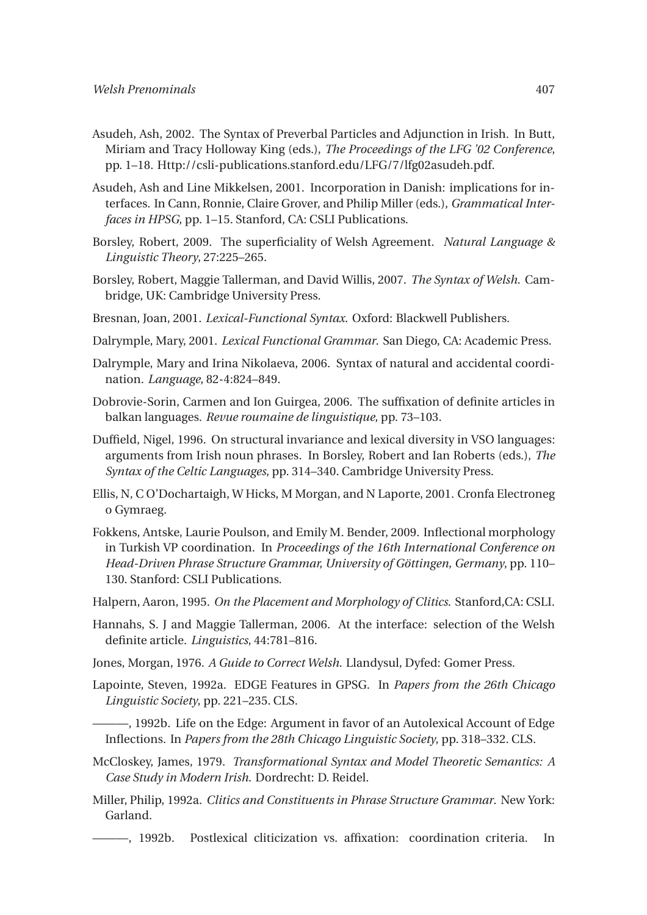Asudeh, Ash, 2002. The Syntax of Preverbal Particles and Adjunction in Irish. In Butt, Miriam and Tracy Holloway King (eds.), *The Proceedings of the LFG '02 Conference*, pp. 1–18. Http://csli-publications.stanford.edu/LFG/7/lfg02asudeh.pdf.

Asudeh, Ash and Line Mikkelsen, 2001. Incorporation in Danish: implications for interfaces. In Cann, Ronnie, Claire Grover, and Philip Miller (eds.), *Grammatical Interfaces in HPSG*, pp. 1–15. Stanford, CA: CSLI Publications.

Borsley, Robert, 2009. The superficiality of Welsh Agreement. *Natural Language & Linguistic Theory*, 27:225–265.

Borsley, Robert, Maggie Tallerman, and David Willis, 2007. *The Syntax of Welsh*. Cambridge, UK: Cambridge University Press.

Bresnan, Joan, 2001. *Lexical-Functional Syntax*. Oxford: Blackwell Publishers.

Dalrymple, Mary, 2001. *Lexical Functional Grammar*. San Diego, CA: Academic Press.

Dalrymple, Mary and Irina Nikolaeva, 2006. Syntax of natural and accidental coordination. *Language*, 82-4:824–849.

Dobrovie-Sorin, Carmen and Ion Guirgea, 2006. The suffixation of definite articles in balkan languages. *Revue roumaine de linguistique*, pp. 73–103.

Duffield, Nigel, 1996. On structural invariance and lexical diversity in VSO languages: arguments from Irish noun phrases. In Borsley, Robert and Ian Roberts (eds.), *The Syntax of the Celtic Languages*, pp. 314–340. Cambridge University Press.

Ellis, N, C O'Dochartaigh, W Hicks, M Morgan, and N Laporte, 2001. Cronfa Electroneg o Gymraeg.

Fokkens, Antske, Laurie Poulson, and Emily M. Bender, 2009. Inflectional morphology in Turkish VP coordination. In *Proceedings of the 16th International Conference on Head-Driven Phrase Structure Grammar, University of Göttingen, Germany*, pp. 110–130. Stanford: CSLI Publications.

Halpern, Aaron, 1995. *On the Placement and Morphology of Clitics*. Stanford,CA: CSLI.

Hannahs, S. J and Maggie Tallerman, 2006. At the interface: selection of the Welsh definite article. *Linguistics*, 44:781–816.

Jones, Morgan, 1976. *A Guide to Correct Welsh*. Llandysul, Dyfed: Gomer Press.

Lapointe, Steven, 1992a. EDGE Features in GPSG. In *Papers from the 26th Chicago Linguistic Society*, pp. 221–235. CLS.

———, 1992b. Life on the Edge: Argument in favor of an Autolexical Account of Edge Inflections. In *Papers from the 28th Chicago Linguistic Society*, pp. 318–332. CLS.

McCloskey, James, 1979. *Transformational Syntax and Model Theoretic Semantics: A Case Study in Modern Irish*. Dordrecht: D. Reidel.

Miller, Philip, 1992a. *Clitics and Constituents in Phrase Structure Grammar*. New York: Garland.

———, 1992b. Postlexical cliticization vs. affixation: coordination criteria. In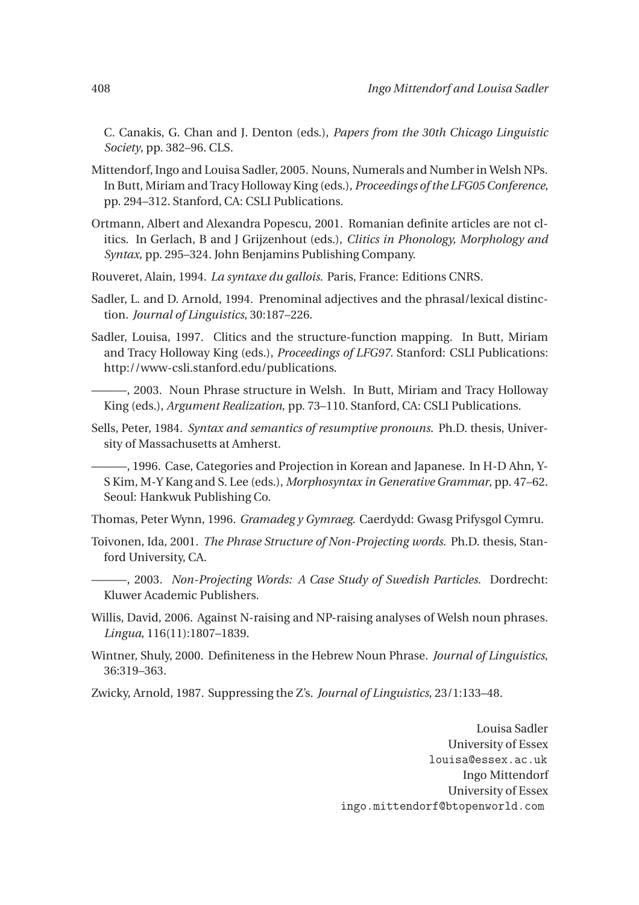C. Canakis, G. Chan and J. Denton (eds.), *Papers from the 30th Chicago Linguistic Society*, pp. 382–96. CLS.

Mittendorf, Ingo and Louisa Sadler, 2005. Nouns, Numerals and Number in Welsh NPs. In Butt, Miriam and Tracy Holloway King (eds.), *Proceedings of the LFG05 Conference*, pp. 294–312. Stanford, CA: CSLI Publications.

Ortmann, Albert and Alexandra Popescu, 2001. Romanian definite articles are not clitics. In Gerlach, B and J Grijzenhout (eds.), *Clitics in Phonology, Morphology and Syntax*, pp. 295–324. John Benjamins Publishing Company.

Rouveret, Alain, 1994. *La syntaxe du gallois*. Paris, France: Editions CNRS.

Sadler, L. and D. Arnold, 1994. Prenominal adjectives and the phrasal/lexical distinction. *Journal of Linguistics*, 30:187–226.

Sadler, Louisa, 1997. Clitics and the structure-function mapping. In Butt, Miriam and Tracy Holloway King (eds.), *Proceedings of LFG97*. Stanford: CSLI Publications: http://www-csli.stanford.edu/publications.

———, 2003. Noun Phrase structure in Welsh. In Butt, Miriam and Tracy Holloway King (eds.), *Argument Realization*, pp. 73–110. Stanford, CA: CSLI Publications.

Sells, Peter, 1984. *Syntax and semantics of resumptive pronouns*. Ph.D. thesis, University of Massachusetts at Amherst.

———, 1996. Case, Categories and Projection in Korean and Japanese. In H-D Ahn, Y-S Kim, M-Y Kang and S. Lee (eds.), *Morphosyntax in Generative Grammar*, pp. 47–62. Seoul: Hankwuk Publishing Co.

Thomas, Peter Wynn, 1996. *Gramadeg y Gymraeg*. Caerdydd: Gwasg Prifysgol Cymru.

Toivonen, Ida, 2001. *The Phrase Structure of Non-Projecting words*. Ph.D. thesis, Stanford University, CA.

———, 2003. *Non-Projecting Words: A Case Study of Swedish Particles*. Dordrecht: Kluwer Academic Publishers.

Willis, David, 2006. Against N-raising and NP-raising analyses of Welsh noun phrases. *Lingua*, 116(11):1807–1839.

Wintner, Shuly, 2000. Definiteness in the Hebrew Noun Phrase. *Journal of Linguistics*, 36:319–363.

Zwicky, Arnold, 1987. Suppressing the Z's. *Journal of Linguistics*, 23/1:133–48.

Louisa Sadler
University of Essex
louisa@essex.ac.uk
Ingo Mittendorf
University of Essex
ingo.mittendorf@btopenworld.com